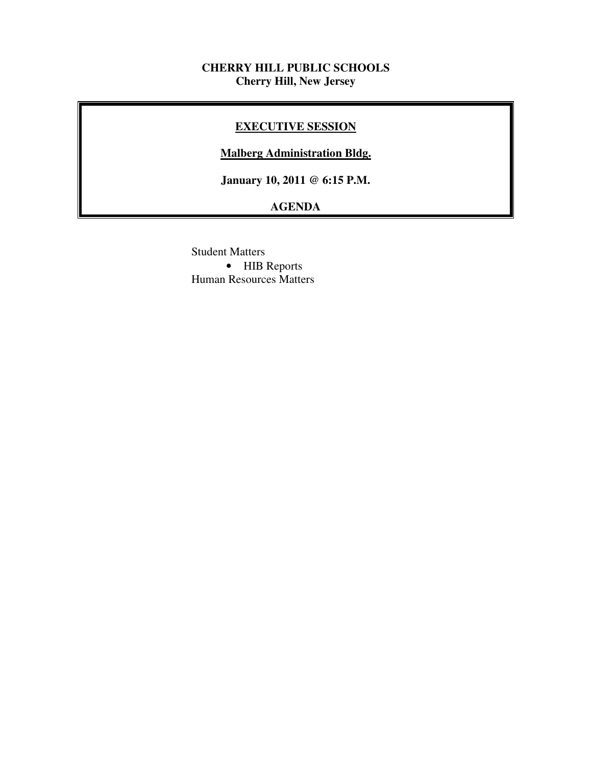**CHERRY HILL PUBLIC SCHOOLS**
**Cherry Hill, New Jersey**

## EXECUTIVE SESSION

**Malberg Administration Bldg.**

**January 10, 2011 @ 6:15 P.M.**

**AGENDA**

Student Matters

- HIB Reports

Human Resources Matters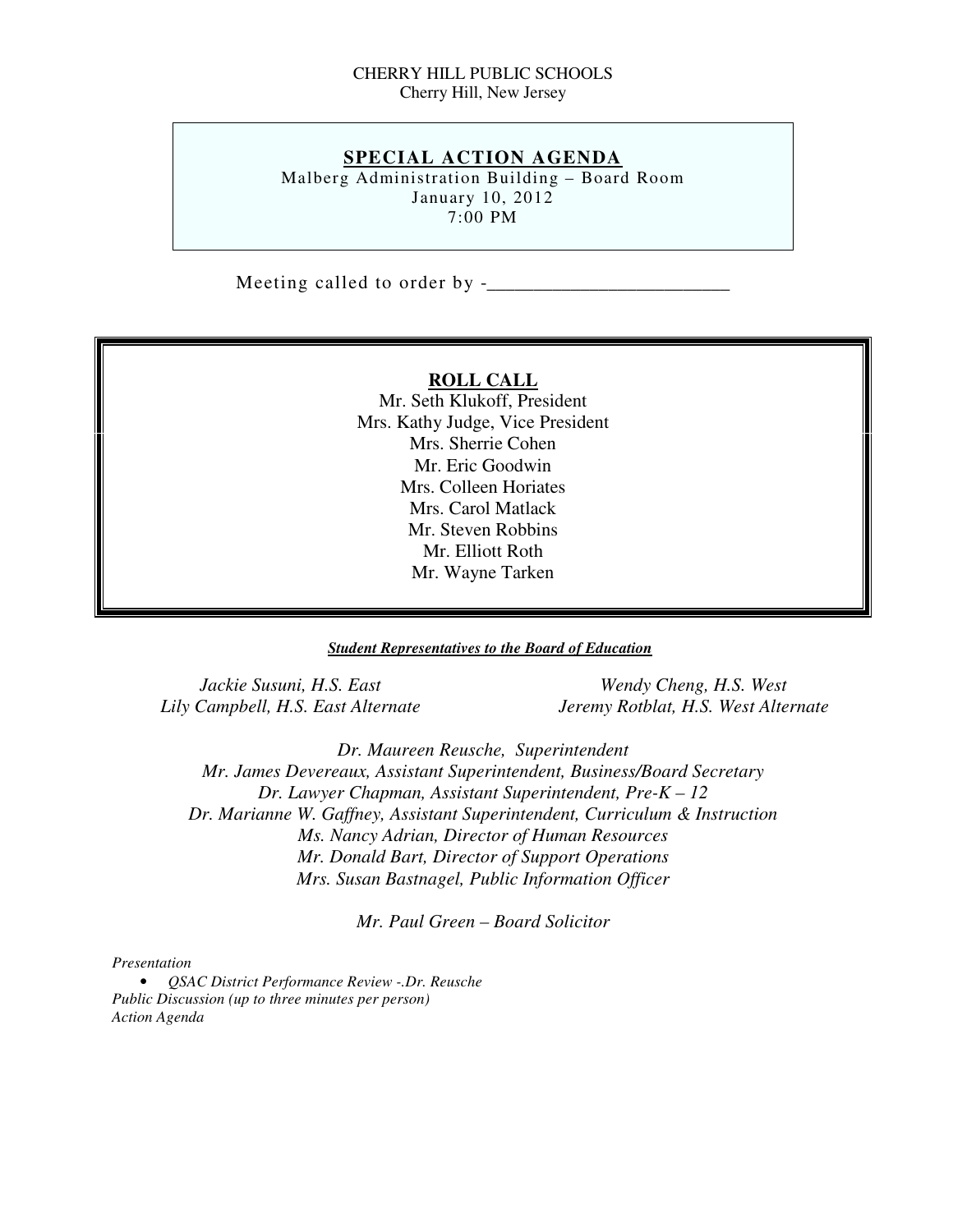CHERRY HILL PUBLIC SCHOOLS
Cherry Hill, New Jersey

## SPECIAL ACTION AGENDA

Malberg Administration Building – Board Room
January 10, 2012
7:00 PM

Meeting called to order by -_________________________

### ROLL CALL

Mr. Seth Klukoff, President
Mrs. Kathy Judge, Vice President
Mrs. Sherrie Cohen
Mr. Eric Goodwin
Mrs. Colleen Horiates
Mrs. Carol Matlack
Mr. Steven Robbins
Mr. Elliott Roth
Mr. Wayne Tarken

***Student Representatives to the Board of Education***

*Jackie Susuni, H.S. East*
*Lily Campbell, H.S. East Alternate*

*Wendy Cheng, H.S. West*
*Jeremy Rotblat, H.S. West Alternate*

*Dr. Maureen Reusche, Superintendent*
*Mr. James Devereaux, Assistant Superintendent, Business/Board Secretary*
*Dr. Lawyer Chapman, Assistant Superintendent, Pre-K – 12*
*Dr. Marianne W. Gaffney, Assistant Superintendent, Curriculum & Instruction*
*Ms. Nancy Adrian, Director of Human Resources*
*Mr. Donald Bart, Director of Support Operations*
*Mrs. Susan Bastnagel, Public Information Officer*

*Mr. Paul Green – Board Solicitor*

*Presentation*

- *QSAC District Performance Review -.Dr. Reusche*

*Public Discussion (up to three minutes per person)*
*Action Agenda*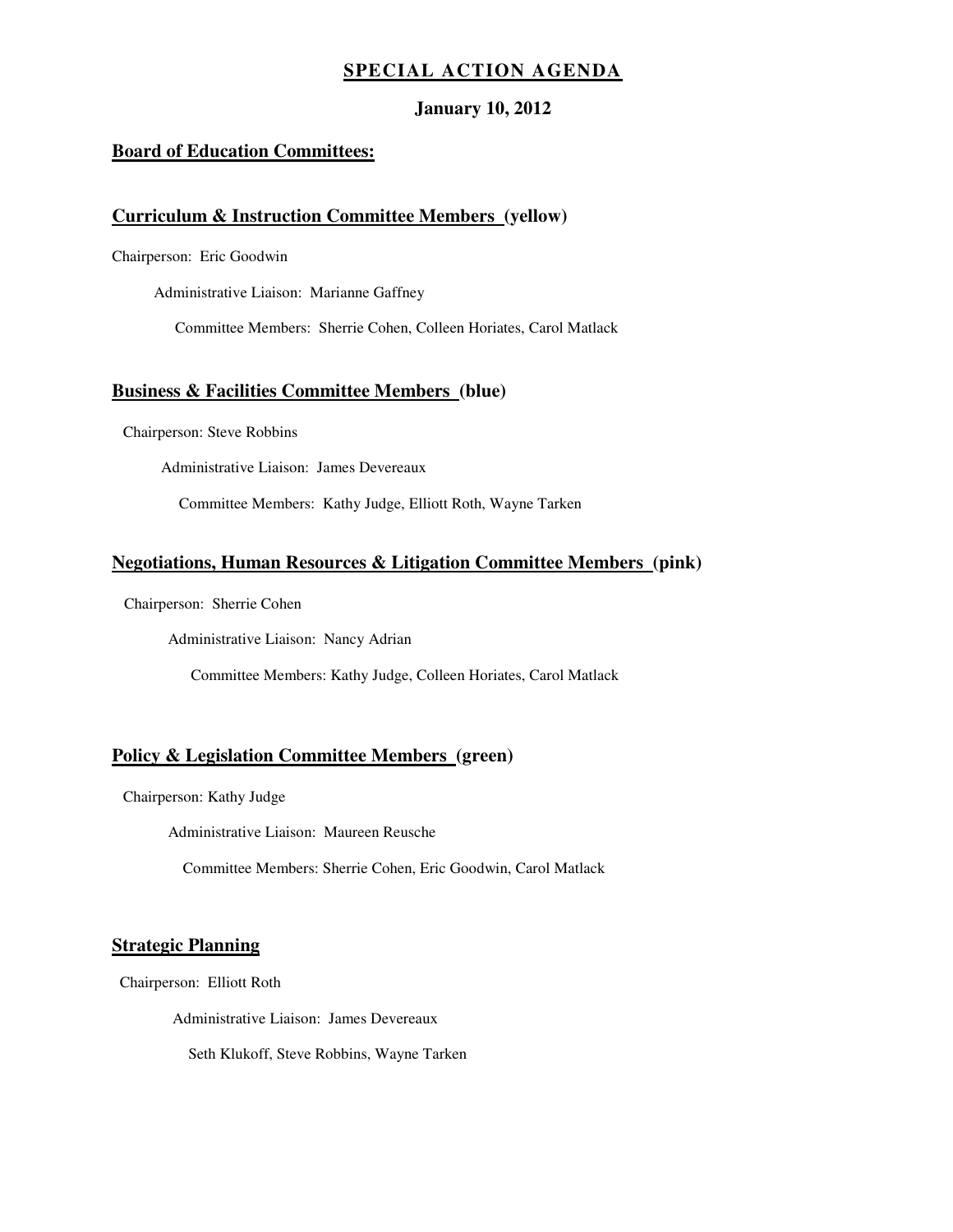# SPECIAL ACTION AGENDA

**January 10, 2012**

## Board of Education Committees:

### Curriculum & Instruction Committee Members (yellow)

Chairperson: Eric Goodwin

Administrative Liaison: Marianne Gaffney

Committee Members: Sherrie Cohen, Colleen Horiates, Carol Matlack

### Business & Facilities Committee Members (blue)

Chairperson: Steve Robbins

Administrative Liaison: James Devereaux

Committee Members: Kathy Judge, Elliott Roth, Wayne Tarken

### Negotiations, Human Resources & Litigation Committee Members (pink)

Chairperson: Sherrie Cohen

Administrative Liaison: Nancy Adrian

Committee Members: Kathy Judge, Colleen Horiates, Carol Matlack

### Policy & Legislation Committee Members (green)

Chairperson: Kathy Judge

Administrative Liaison: Maureen Reusche

Committee Members: Sherrie Cohen, Eric Goodwin, Carol Matlack

### Strategic Planning

Chairperson: Elliott Roth

Administrative Liaison: James Devereaux

Seth Klukoff, Steve Robbins, Wayne Tarken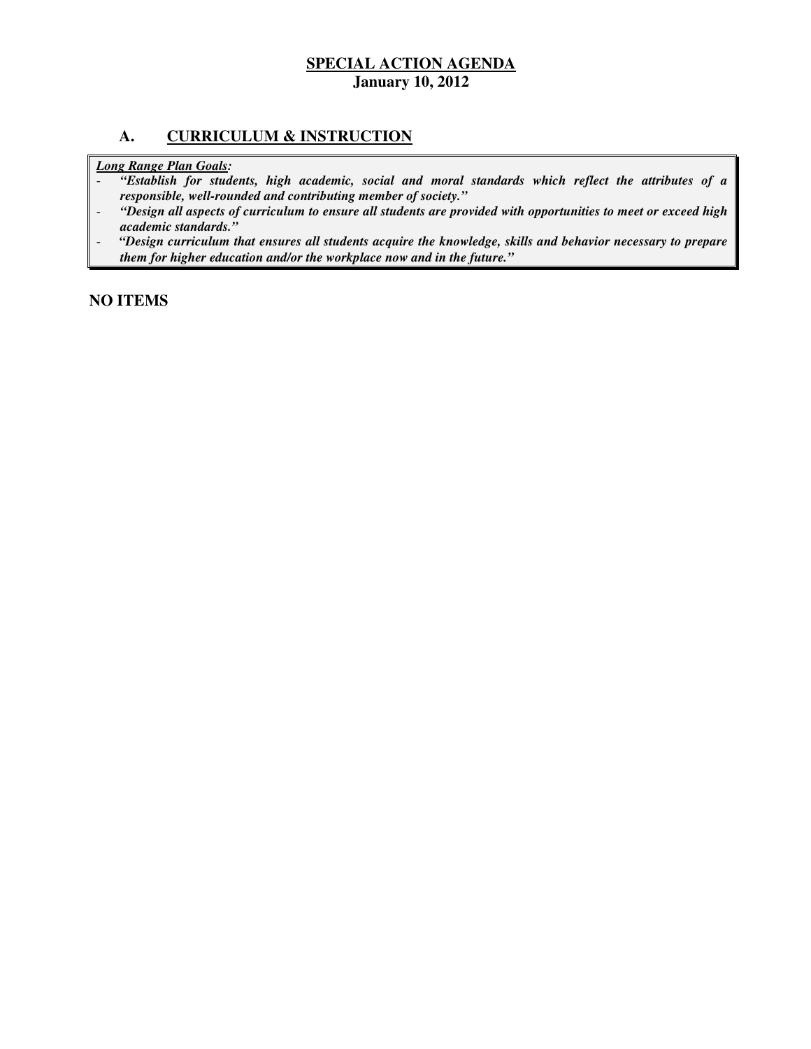**SPECIAL ACTION AGENDA**
**January 10, 2012**

## A. CURRICULUM & INSTRUCTION

***Long Range Plan Goals:***

- ***"Establish for students, high academic, social and moral standards which reflect the attributes of a responsible, well-rounded and contributing member of society."***
- ***"Design all aspects of curriculum to ensure all students are provided with opportunities to meet or exceed high academic standards."***
- ***"Design curriculum that ensures all students acquire the knowledge, skills and behavior necessary to prepare them for higher education and/or the workplace now and in the future."***

**NO ITEMS**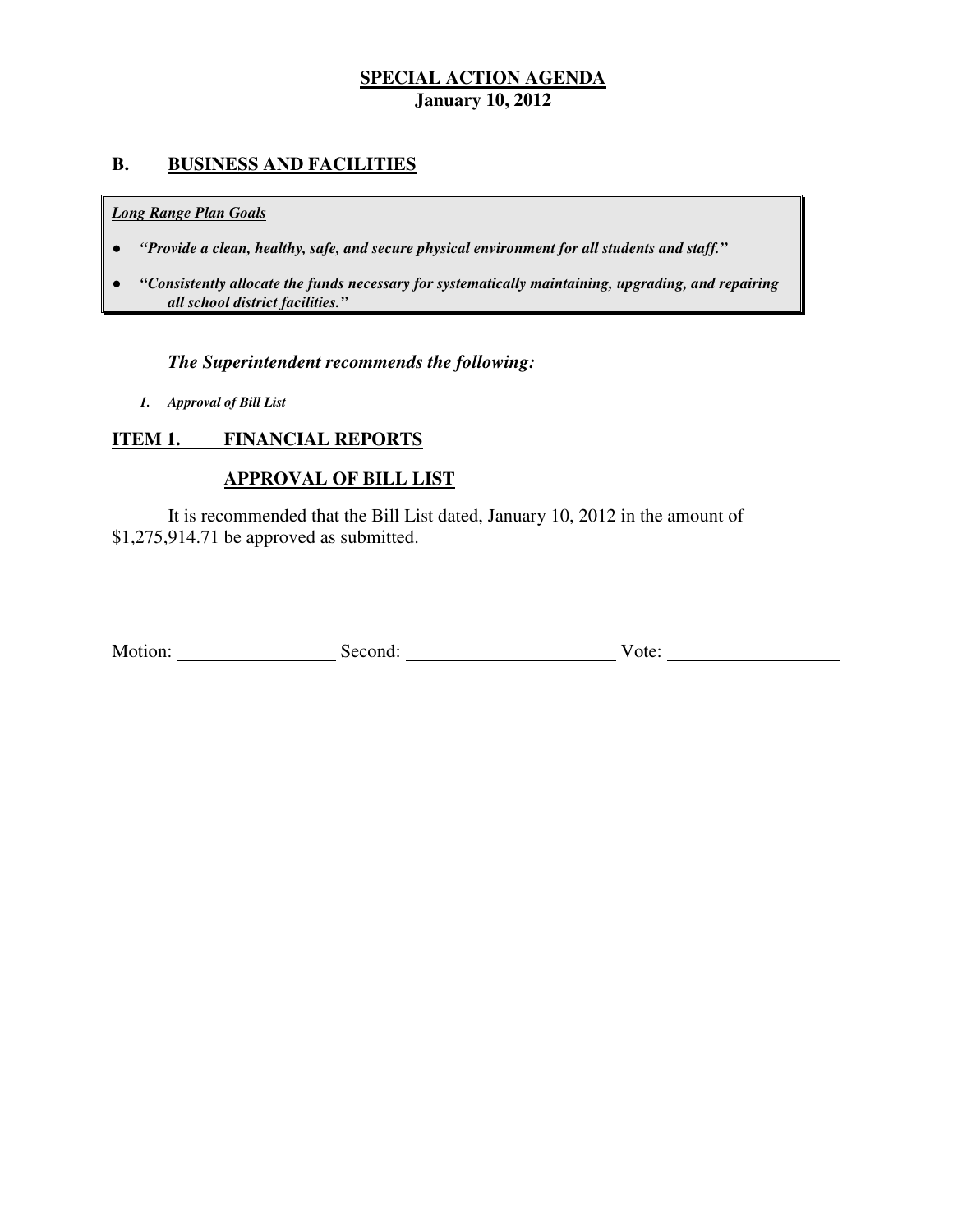# SPECIAL ACTION AGENDA

**January 10, 2012**

## B. BUSINESS AND FACILITIES

***Long Range Plan Goals***

- ***"Provide a clean, healthy, safe, and secure physical environment for all students and staff."***
- ***"Consistently allocate the funds necessary for systematically maintaining, upgrading, and repairing all school district facilities."***

***The Superintendent recommends the following:***

1. ***Approval of Bill List***

## ITEM 1. FINANCIAL REPORTS

### APPROVAL OF BILL LIST

It is recommended that the Bill List dated, January 10, 2012 in the amount of $1,275,914.71 be approved as submitted.

Motion: ________________ Second: ______________________ Vote: __________________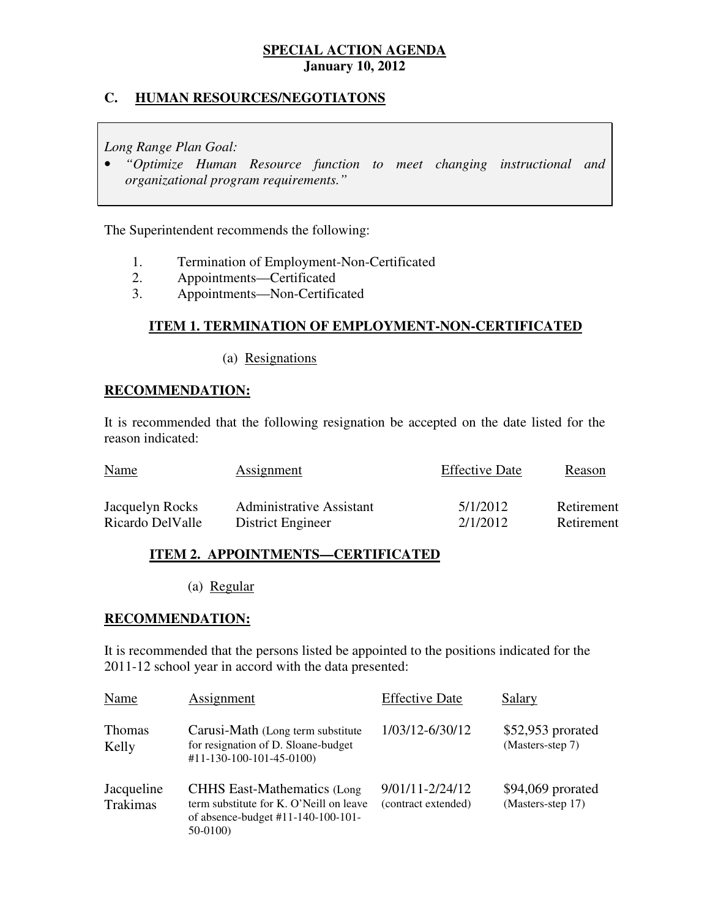**SPECIAL ACTION AGENDA**
**January 10, 2012**

## C. HUMAN RESOURCES/NEGOTIATONS

*Long Range Plan Goal:*

- *"Optimize Human Resource function to meet changing instructional and organizational program requirements."*

The Superintendent recommends the following:

1. Termination of Employment-Non-Certificated
2. Appointments—Certificated
3. Appointments—Non-Certificated

### ITEM 1. TERMINATION OF EMPLOYMENT-NON-CERTIFICATED

(a) Resignations

**RECOMMENDATION:**

It is recommended that the following resignation be accepted on the date listed for the reason indicated:

| Name | Assignment | Effective Date | Reason |
|---|---|---|---|
| Jacquelyn Rocks | Administrative Assistant | 5/1/2012 | Retirement |
| Ricardo DelValle | District Engineer | 2/1/2012 | Retirement |

### ITEM 2. APPOINTMENTS—CERTIFICATED

(a) Regular

**RECOMMENDATION:**

It is recommended that the persons listed be appointed to the positions indicated for the 2011-12 school year in accord with the data presented:

| Name | Assignment | Effective Date | Salary |
|---|---|---|---|
| Thomas Kelly | Carusi-Math (Long term substitute for resignation of D. Sloane-budget #11-130-100-101-45-0100) | 1/03/12-6/30/12 | $52,953 prorated (Masters-step 7) |
| Jacqueline Trakimas | CHHS East-Mathematics (Long term substitute for K. O'Neill on leave of absence-budget #11-140-100-101-50-0100) | 9/01/11-2/24/12 (contract extended) | $94,069 prorated (Masters-step 17) |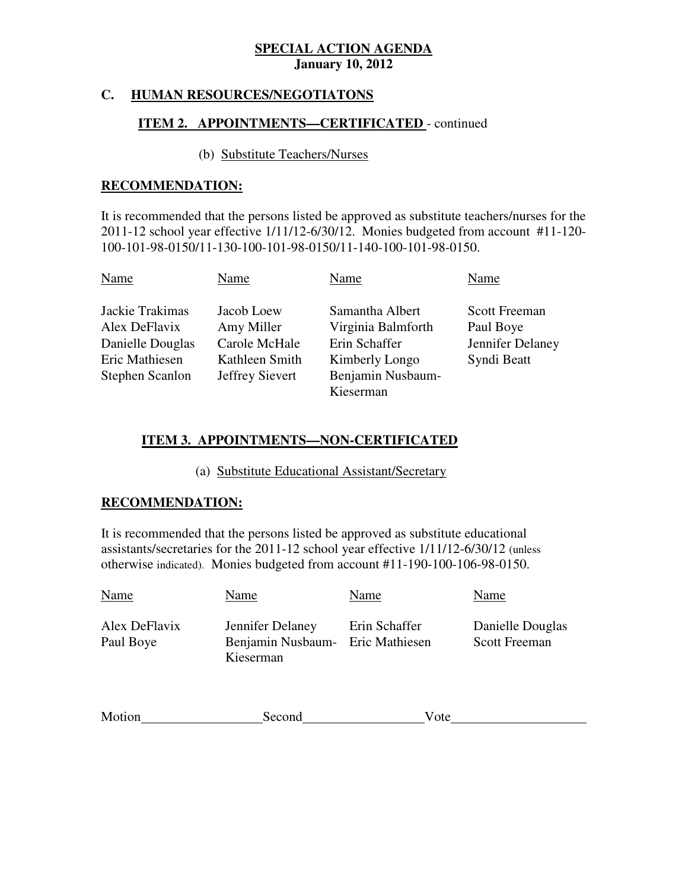**SPECIAL ACTION AGENDA**
**January 10, 2012**

## C. HUMAN RESOURCES/NEGOTIATONS

### ITEM 2. APPOINTMENTS—CERTIFICATED - continued

(b) Substitute Teachers/Nurses

**RECOMMENDATION:**

It is recommended that the persons listed be approved as substitute teachers/nurses for the 2011-12 school year effective 1/11/12-6/30/12. Monies budgeted from account #11-120-100-101-98-0150/11-130-100-101-98-0150/11-140-100-101-98-0150.

| Name | Name | Name | Name |
| --- | --- | --- | --- |
| Jackie Trakimas | Jacob Loew | Samantha Albert | Scott Freeman |
| Alex DeFlavix | Amy Miller | Virginia Balmforth | Paul Boye |
| Danielle Douglas | Carole McHale | Erin Schaffer | Jennifer Delaney |
| Eric Mathiesen | Kathleen Smith | Kimberly Longo | Syndi Beatt |
| Stephen Scanlon | Jeffrey Sievert | Benjamin Nusbaum-Kieserman | |

### ITEM 3. APPOINTMENTS—NON-CERTIFICATED

(a) Substitute Educational Assistant/Secretary

**RECOMMENDATION:**

It is recommended that the persons listed be approved as substitute educational assistants/secretaries for the 2011-12 school year effective 1/11/12-6/30/12 (unless otherwise indicated). Monies budgeted from account #11-190-100-106-98-0150.

| Name | Name | Name | Name |
| --- | --- | --- | --- |
| Alex DeFlavix | Jennifer Delaney | Erin Schaffer | Danielle Douglas |
| Paul Boye | Benjamin Nusbaum-Kieserman | Eric Mathiesen | Scott Freeman |

Motion\_\_\_\_\_\_\_\_\_\_\_\_\_\_\_\_\_\_ Second\_\_\_\_\_\_\_\_\_\_\_\_\_\_\_\_\_\_ Vote\_\_\_\_\_\_\_\_\_\_\_\_\_\_\_\_\_\_\_\_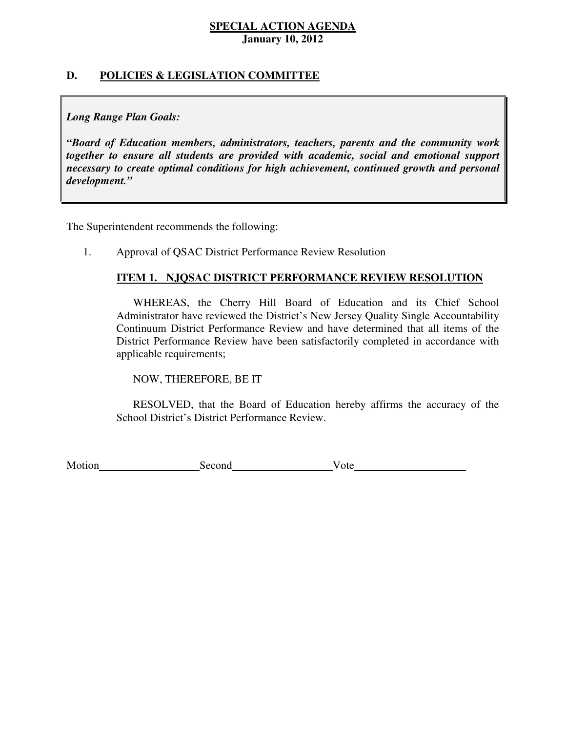**SPECIAL ACTION AGENDA**
**January 10, 2012**

## D. POLICIES & LEGISLATION COMMITTEE

***Long Range Plan Goals:***

***"Board of Education members, administrators, teachers, parents and the community work together to ensure all students are provided with academic, social and emotional support necessary to create optimal conditions for high achievement, continued growth and personal development."***

The Superintendent recommends the following:

1. Approval of QSAC District Performance Review Resolution

### ITEM 1. NJQSAC DISTRICT PERFORMANCE REVIEW RESOLUTION

WHEREAS, the Cherry Hill Board of Education and its Chief School Administrator have reviewed the District's New Jersey Quality Single Accountability Continuum District Performance Review and have determined that all items of the District Performance Review have been satisfactorily completed in accordance with applicable requirements;

NOW, THEREFORE, BE IT

RESOLVED, that the Board of Education hereby affirms the accuracy of the School District's District Performance Review.

Motion__________________Second__________________Vote____________________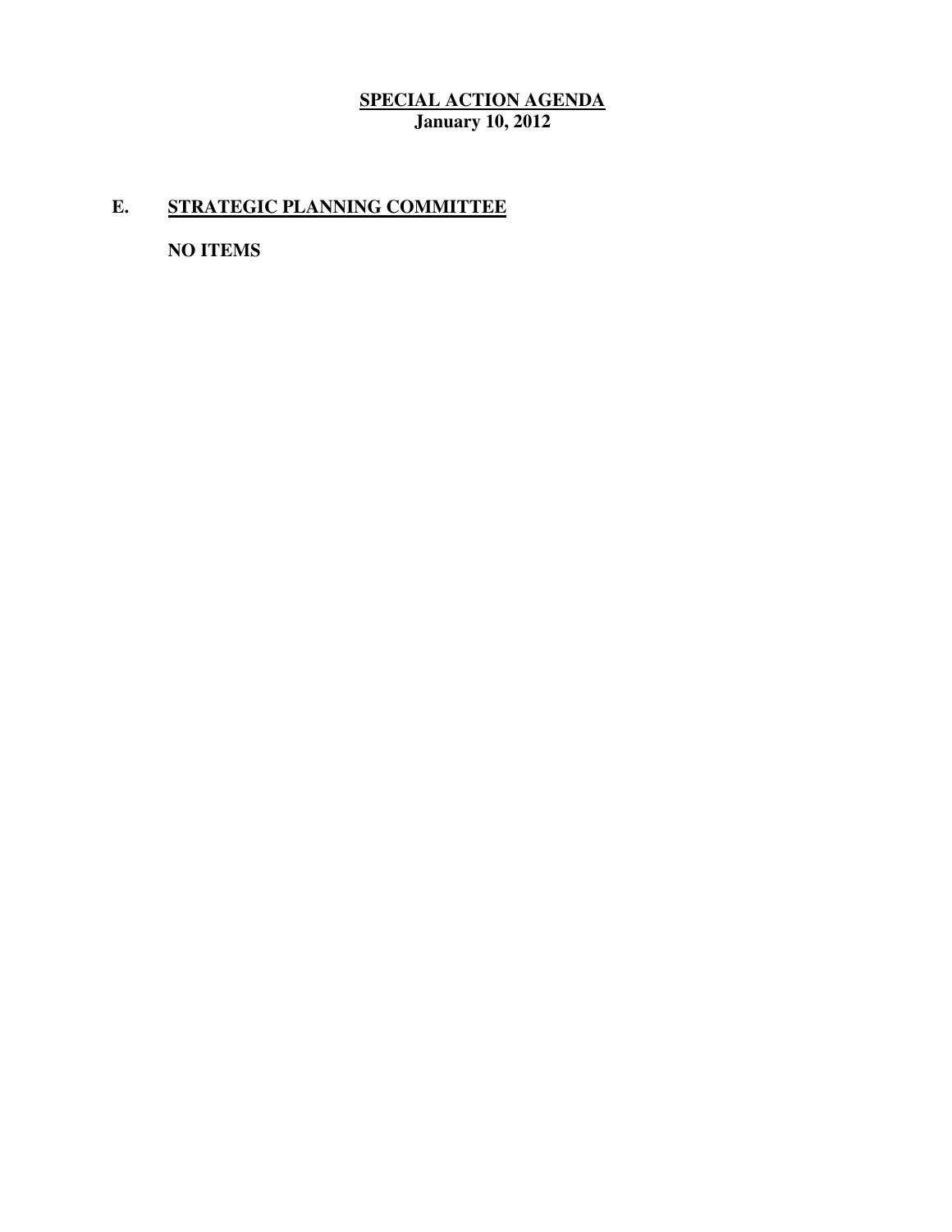## E. STRATEGIC PLANNING COMMITTEE

**NO ITEMS**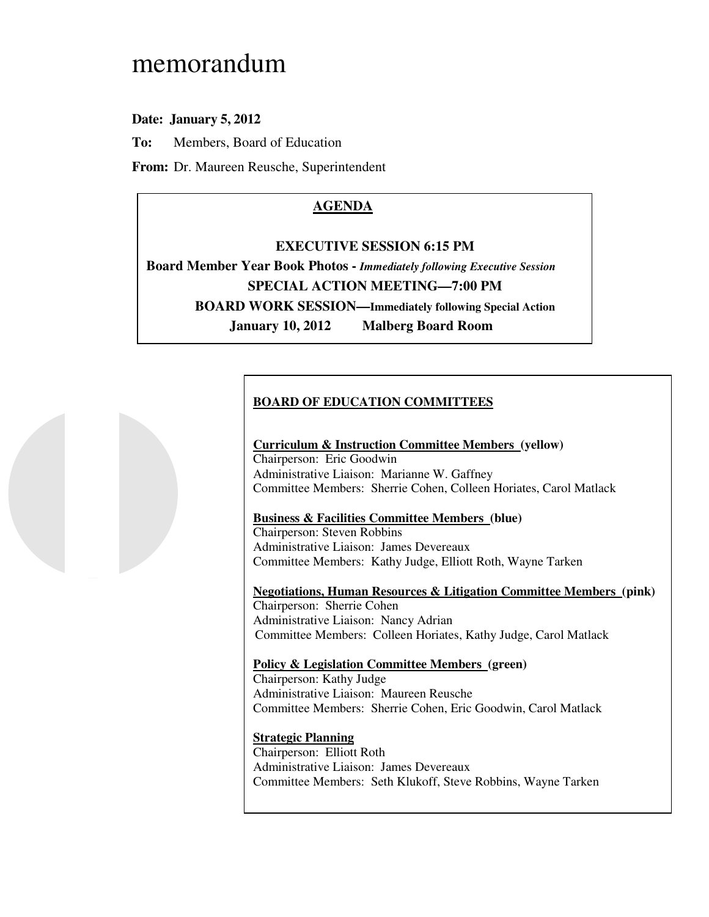# memorandum

**Date: January 5, 2012**

**To:** Members, Board of Education

**From:** Dr. Maureen Reusche, Superintendent

## AGENDA

**EXECUTIVE SESSION 6:15 PM**

**Board Member Year Book Photos -** ***Immediately following Executive Session***

**SPECIAL ACTION MEETING—7:00 PM**

**BOARD WORK SESSION—Immediately following Special Action**

**January 10, 2012 Malberg Board Room**

## BOARD OF EDUCATION COMMITTEES

**Curriculum & Instruction Committee Members (yellow)**
Chairperson: Eric Goodwin
Administrative Liaison: Marianne W. Gaffney
Committee Members: Sherrie Cohen, Colleen Horiates, Carol Matlack

**Business & Facilities Committee Members (blue)**
Chairperson: Steven Robbins
Administrative Liaison: James Devereaux
Committee Members: Kathy Judge, Elliott Roth, Wayne Tarken

**Negotiations, Human Resources & Litigation Committee Members (pink)**
Chairperson: Sherrie Cohen
Administrative Liaison: Nancy Adrian
Committee Members: Colleen Horiates, Kathy Judge, Carol Matlack

**Policy & Legislation Committee Members (green)**
Chairperson: Kathy Judge
Administrative Liaison: Maureen Reusche
Committee Members: Sherrie Cohen, Eric Goodwin, Carol Matlack

**Strategic Planning**
Chairperson: Elliott Roth
Administrative Liaison: James Devereaux
Committee Members: Seth Klukoff, Steve Robbins, Wayne Tarken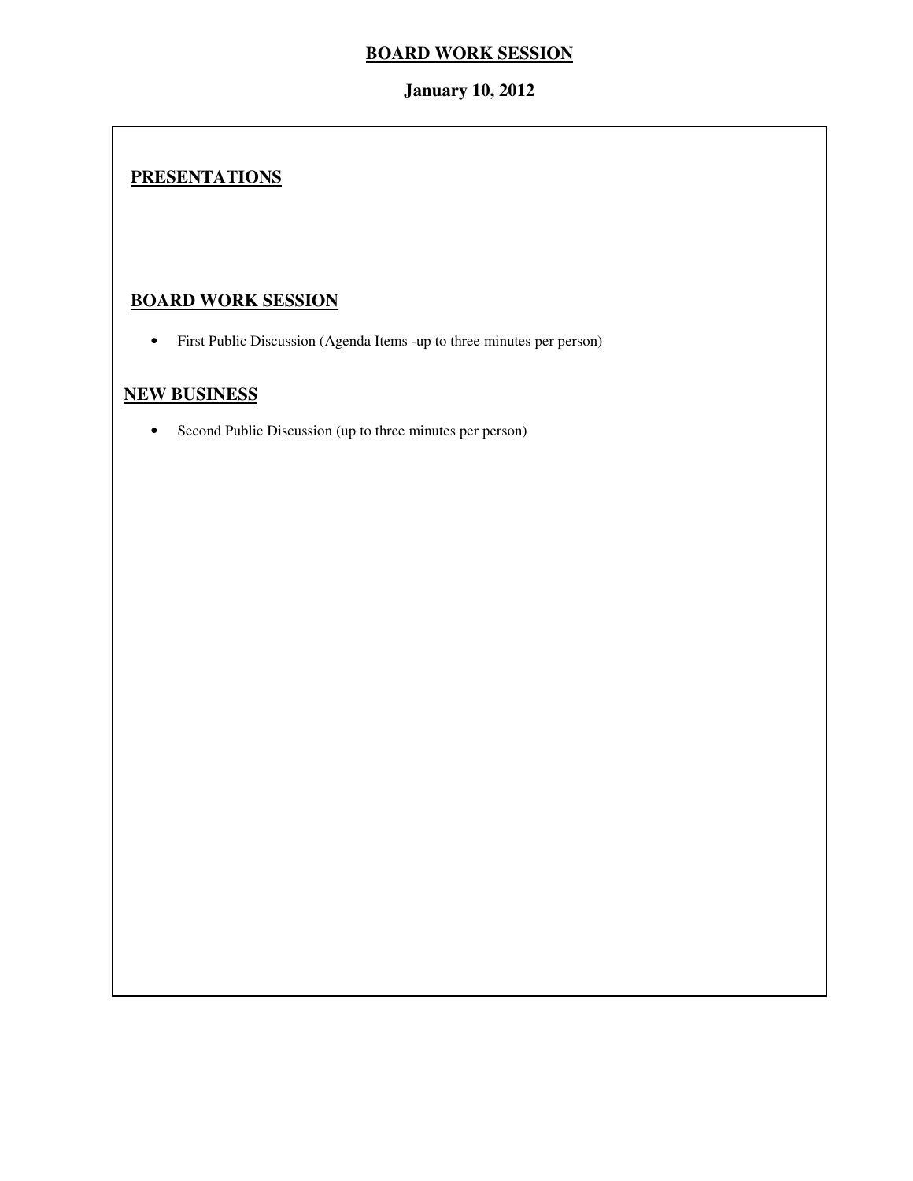# BOARD WORK SESSION

**January 10, 2012**

## PRESENTATIONS

## BOARD WORK SESSION

- First Public Discussion (Agenda Items -up to three minutes per person)

## NEW BUSINESS

- Second Public Discussion (up to three minutes per person)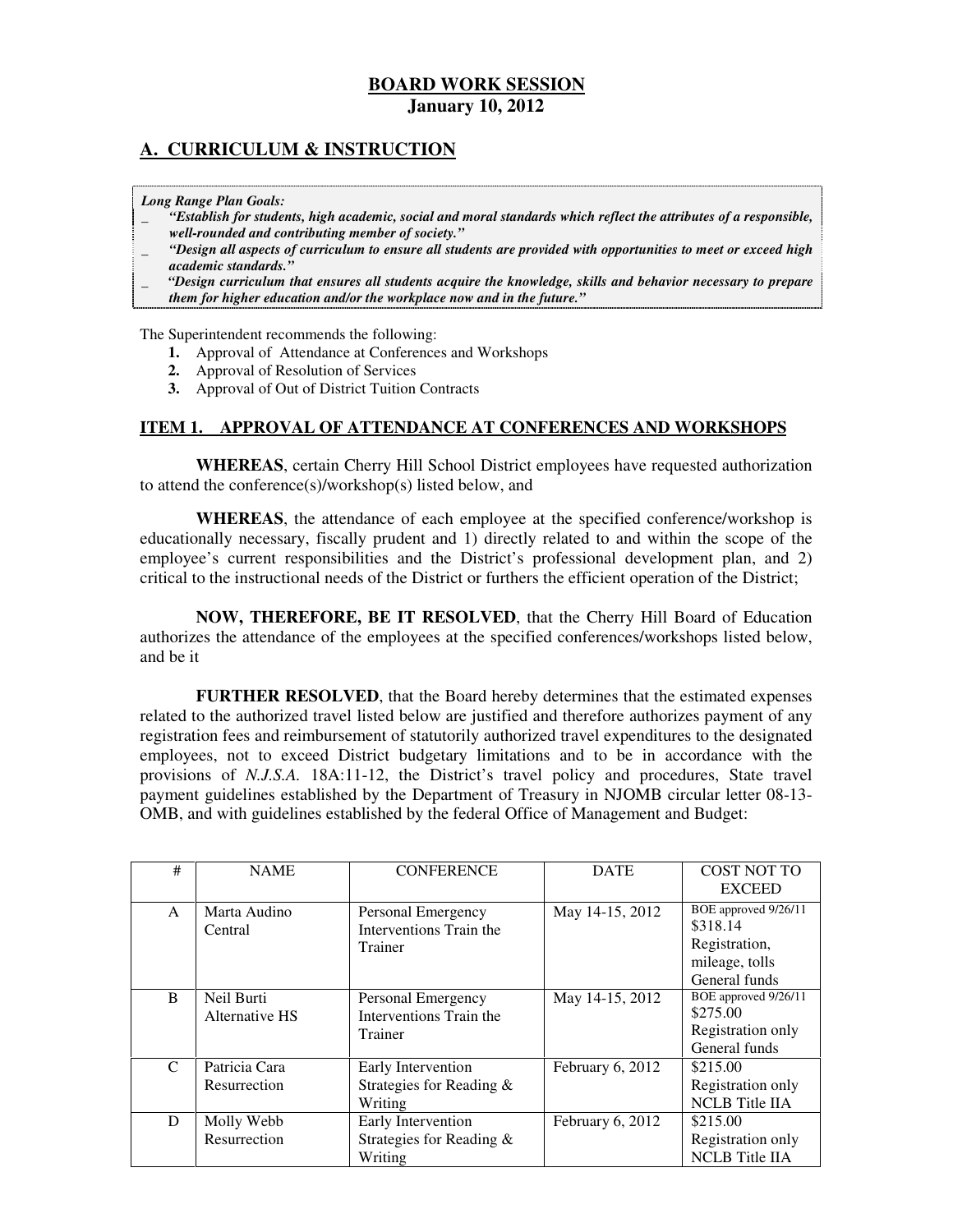# BOARD WORK SESSION
**January 10, 2012**

## A. CURRICULUM & INSTRUCTION

***Long Range Plan Goals:***

- ***"Establish for students, high academic, social and moral standards which reflect the attributes of a responsible, well-rounded and contributing member of society."***
- ***"Design all aspects of curriculum to ensure all students are provided with opportunities to meet or exceed high academic standards."***
- ***"Design curriculum that ensures all students acquire the knowledge, skills and behavior necessary to prepare them for higher education and/or the workplace now and in the future."***

The Superintendent recommends the following:

1. Approval of Attendance at Conferences and Workshops
2. Approval of Resolution of Services
3. Approval of Out of District Tuition Contracts

### ITEM 1. APPROVAL OF ATTENDANCE AT CONFERENCES AND WORKSHOPS

**WHEREAS**, certain Cherry Hill School District employees have requested authorization to attend the conference(s)/workshop(s) listed below, and

**WHEREAS**, the attendance of each employee at the specified conference/workshop is educationally necessary, fiscally prudent and 1) directly related to and within the scope of the employee's current responsibilities and the District's professional development plan, and 2) critical to the instructional needs of the District or furthers the efficient operation of the District;

**NOW, THEREFORE, BE IT RESOLVED**, that the Cherry Hill Board of Education authorizes the attendance of the employees at the specified conferences/workshops listed below, and be it

**FURTHER RESOLVED**, that the Board hereby determines that the estimated expenses related to the authorized travel listed below are justified and therefore authorizes payment of any registration fees and reimbursement of statutorily authorized travel expenditures to the designated employees, not to exceed District budgetary limitations and to be in accordance with the provisions of *N.J.S.A.* 18A:11-12, the District's travel policy and procedures, State travel payment guidelines established by the Department of Treasury in NJOMB circular letter 08-13-OMB, and with guidelines established by the federal Office of Management and Budget:

| # | NAME | CONFERENCE | DATE | COST NOT TO EXCEED |
|---|---|---|---|---|
| A | Marta Audino<br>Central | Personal Emergency Interventions Train the Trainer | May 14-15, 2012 | BOE approved 9/26/11<br>$318.14<br>Registration, mileage, tolls<br>General funds |
| B | Neil Burti<br>Alternative HS | Personal Emergency Interventions Train the Trainer | May 14-15, 2012 | BOE approved 9/26/11<br>$275.00<br>Registration only<br>General funds |
| C | Patricia Cara<br>Resurrection | Early Intervention Strategies for Reading & Writing | February 6, 2012 | $215.00<br>Registration only<br>NCLB Title IIA |
| D | Molly Webb<br>Resurrection | Early Intervention Strategies for Reading & Writing | February 6, 2012 | $215.00<br>Registration only<br>NCLB Title IIA |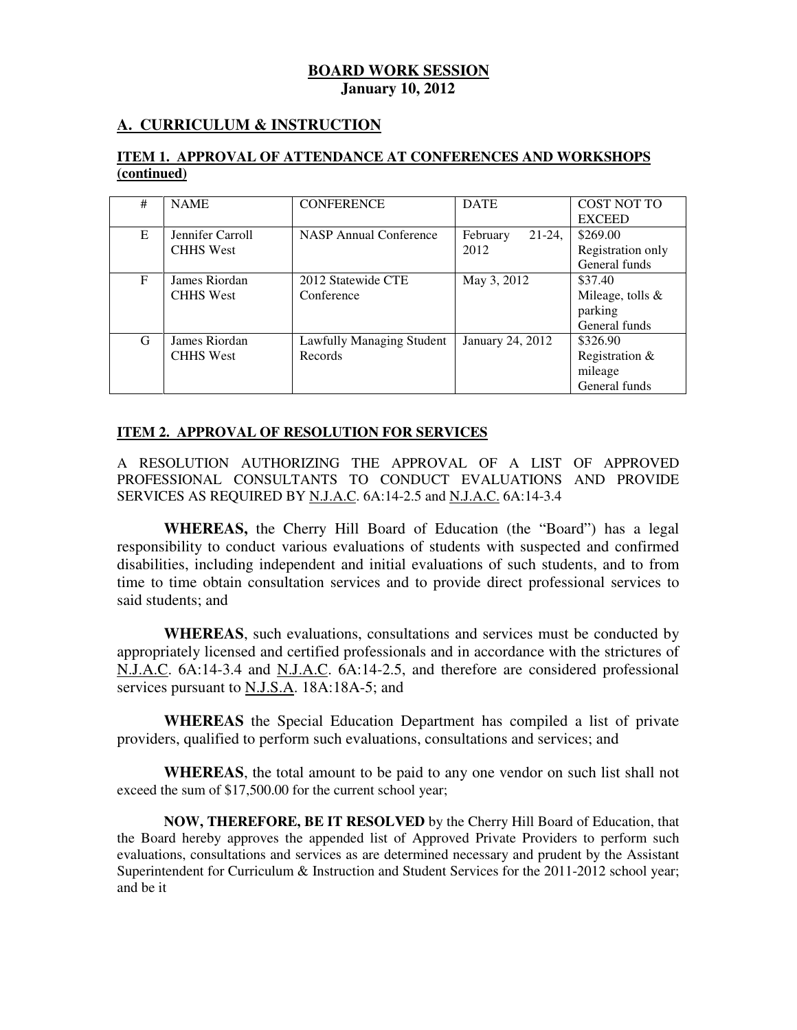**BOARD WORK SESSION**
**January 10, 2012**

## A. CURRICULUM & INSTRUCTION

### ITEM 1. APPROVAL OF ATTENDANCE AT CONFERENCES AND WORKSHOPS (continued)

| # | NAME | CONFERENCE | DATE | COST NOT TO EXCEED |
|---|---|---|---|---|
| E | Jennifer Carroll CHHS West | NASP Annual Conference | February 21-24, 2012 | \$269.00 Registration only General funds |
| F | James Riordan CHHS West | 2012 Statewide CTE Conference | May 3, 2012 | \$37.40 Mileage, tolls & parking General funds |
| G | James Riordan CHHS West | Lawfully Managing Student Records | January 24, 2012 | \$326.90 Registration & mileage General funds |

### ITEM 2. APPROVAL OF RESOLUTION FOR SERVICES

A RESOLUTION AUTHORIZING THE APPROVAL OF A LIST OF APPROVED PROFESSIONAL CONSULTANTS TO CONDUCT EVALUATIONS AND PROVIDE SERVICES AS REQUIRED BY N.J.A.C. 6A:14-2.5 and N.J.A.C. 6A:14-3.4

**WHEREAS,** the Cherry Hill Board of Education (the "Board") has a legal responsibility to conduct various evaluations of students with suspected and confirmed disabilities, including independent and initial evaluations of such students, and to from time to time obtain consultation services and to provide direct professional services to said students; and

**WHEREAS**, such evaluations, consultations and services must be conducted by appropriately licensed and certified professionals and in accordance with the strictures of N.J.A.C. 6A:14-3.4 and N.J.A.C. 6A:14-2.5, and therefore are considered professional services pursuant to N.J.S.A. 18A:18A-5; and

**WHEREAS** the Special Education Department has compiled a list of private providers, qualified to perform such evaluations, consultations and services; and

**WHEREAS**, the total amount to be paid to any one vendor on such list shall not exceed the sum of \$17,500.00 for the current school year;

**NOW, THEREFORE, BE IT RESOLVED** by the Cherry Hill Board of Education, that the Board hereby approves the appended list of Approved Private Providers to perform such evaluations, consultations and services as are determined necessary and prudent by the Assistant Superintendent for Curriculum & Instruction and Student Services for the 2011-2012 school year; and be it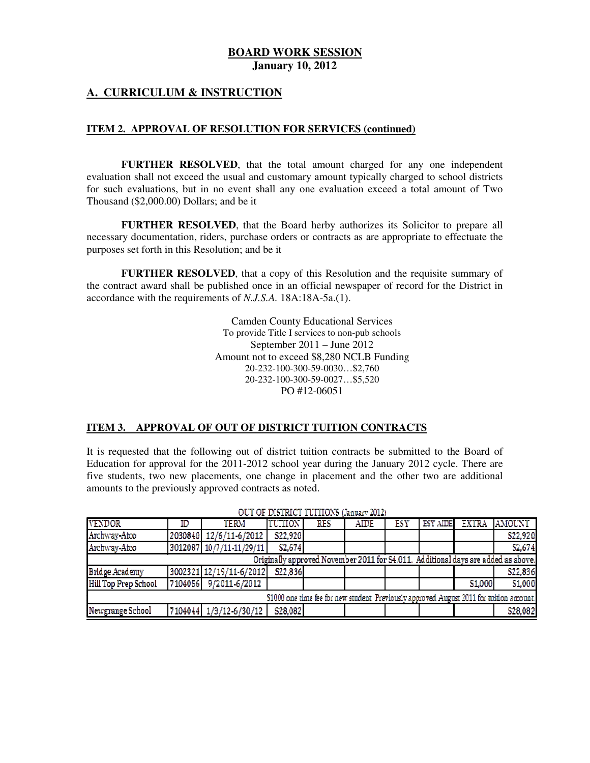**BOARD WORK SESSION**
**January 10, 2012**

## A. CURRICULUM & INSTRUCTION

### ITEM 2. APPROVAL OF RESOLUTION FOR SERVICES (continued)

**FURTHER RESOLVED**, that the total amount charged for any one independent evaluation shall not exceed the usual and customary amount typically charged to school districts for such evaluations, but in no event shall any one evaluation exceed a total amount of Two Thousand ($2,000.00) Dollars; and be it

**FURTHER RESOLVED**, that the Board herby authorizes its Solicitor to prepare all necessary documentation, riders, purchase orders or contracts as are appropriate to effectuate the purposes set forth in this Resolution; and be it

**FURTHER RESOLVED**, that a copy of this Resolution and the requisite summary of the contract award shall be published once in an official newspaper of record for the District in accordance with the requirements of *N.J.S.A.* 18A:18A-5a.(1).

Camden County Educational Services
To provide Title I services to non-pub schools
September 2011 – June 2012
Amount not to exceed $8,280 NCLB Funding
20-232-100-300-59-0030…$2,760
20-232-100-300-59-0027…$5,520
PO #12-06051

### ITEM 3. APPROVAL OF OUT OF DISTRICT TUITION CONTRACTS

It is requested that the following out of district tuition contracts be submitted to the Board of Education for approval for the 2011-2012 school year during the January 2012 cycle. There are five students, two new placements, one change in placement and the other two are additional amounts to the previously approved contracts as noted.

OUT OF DISTRICT TUITIONS (January 2012)

| VENDOR | ID | TERM | TUITION | RES | AIDE | ESY | ESY AIDE | EXTRA | AMOUNT |
|---|---|---|---|---|---|---|---|---|---|
| Archway-Atco | 2030840 | 12/6/11-6/2012 | $22,920 | | | | | | $22,920 |
| Archway-Atco | 3012087 | 10/7/11-11/29/11 | $2,674 | | | | | | $2,674 |
| Originally approved November 2011 for $4,011. Additional days are added as above. | | | | | | | | | |
| Bridge Academy | 3002321 | 12/19/11-6/2012 | $22,836 | | | | | | $22,836 |
| Hill Top Prep School | 7104056 | 9/2011-6/2012 | | | | | | $1,000 | $1,000 |
| $1000 one time fee for new student. Previously approved August 2011 for tuition amount. | | | | | | | | | |
| Newgrange School | 7104044 | 1/3/12-6/30/12 | $28,082 | | | | | | $28,082 |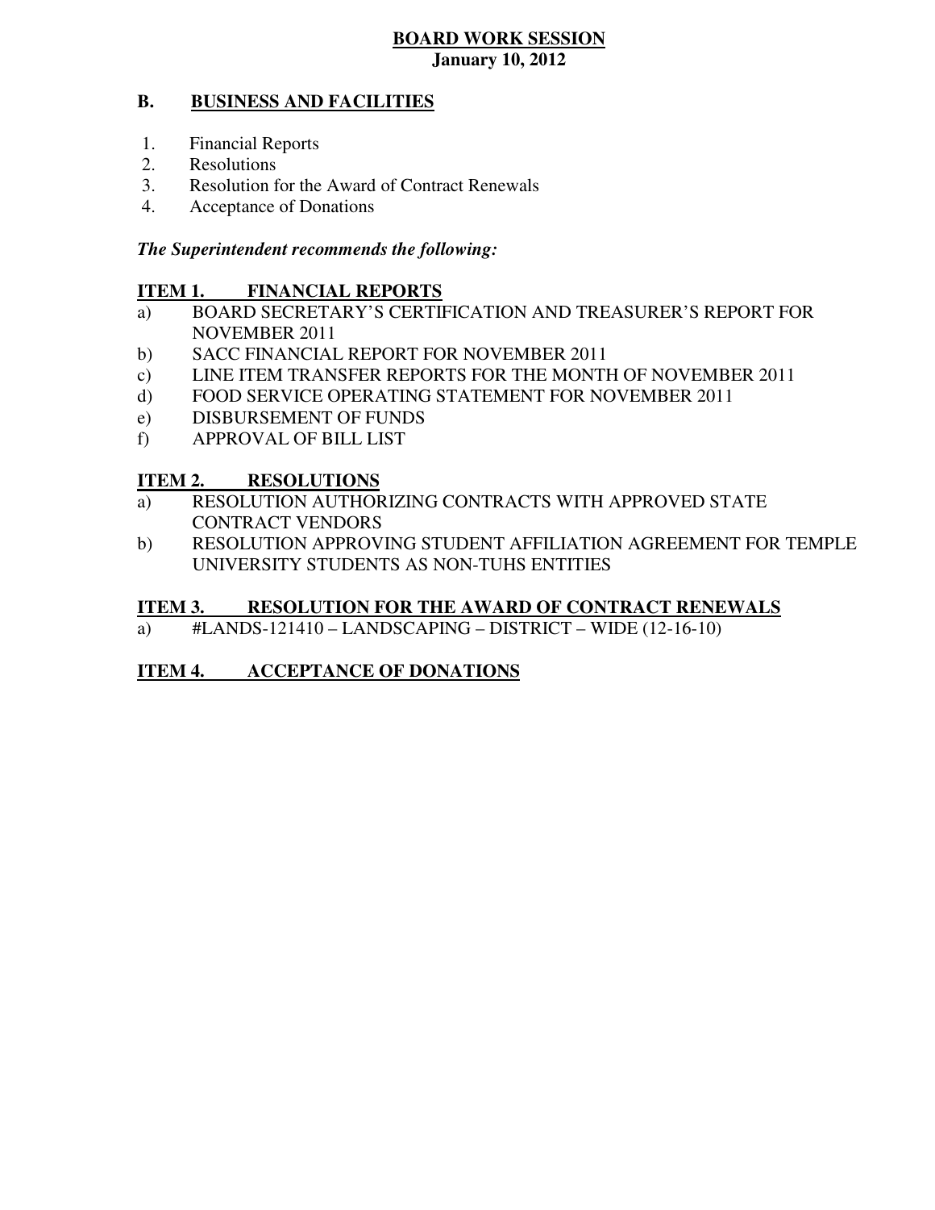**BOARD WORK SESSION**
**January 10, 2012**

## B. BUSINESS AND FACILITIES

1. Financial Reports
2. Resolutions
3. Resolution for the Award of Contract Renewals
4. Acceptance of Donations

***The Superintendent recommends the following:***

### ITEM 1. FINANCIAL REPORTS

a) BOARD SECRETARY'S CERTIFICATION AND TREASURER'S REPORT FOR NOVEMBER 2011
b) SACC FINANCIAL REPORT FOR NOVEMBER 2011
c) LINE ITEM TRANSFER REPORTS FOR THE MONTH OF NOVEMBER 2011
d) FOOD SERVICE OPERATING STATEMENT FOR NOVEMBER 2011
e) DISBURSEMENT OF FUNDS
f) APPROVAL OF BILL LIST

### ITEM 2. RESOLUTIONS

a) RESOLUTION AUTHORIZING CONTRACTS WITH APPROVED STATE CONTRACT VENDORS
b) RESOLUTION APPROVING STUDENT AFFILIATION AGREEMENT FOR TEMPLE UNIVERSITY STUDENTS AS NON-TUHS ENTITIES

### ITEM 3. RESOLUTION FOR THE AWARD OF CONTRACT RENEWALS

a) #LANDS-121410 – LANDSCAPING – DISTRICT – WIDE (12-16-10)

### ITEM 4. ACCEPTANCE OF DONATIONS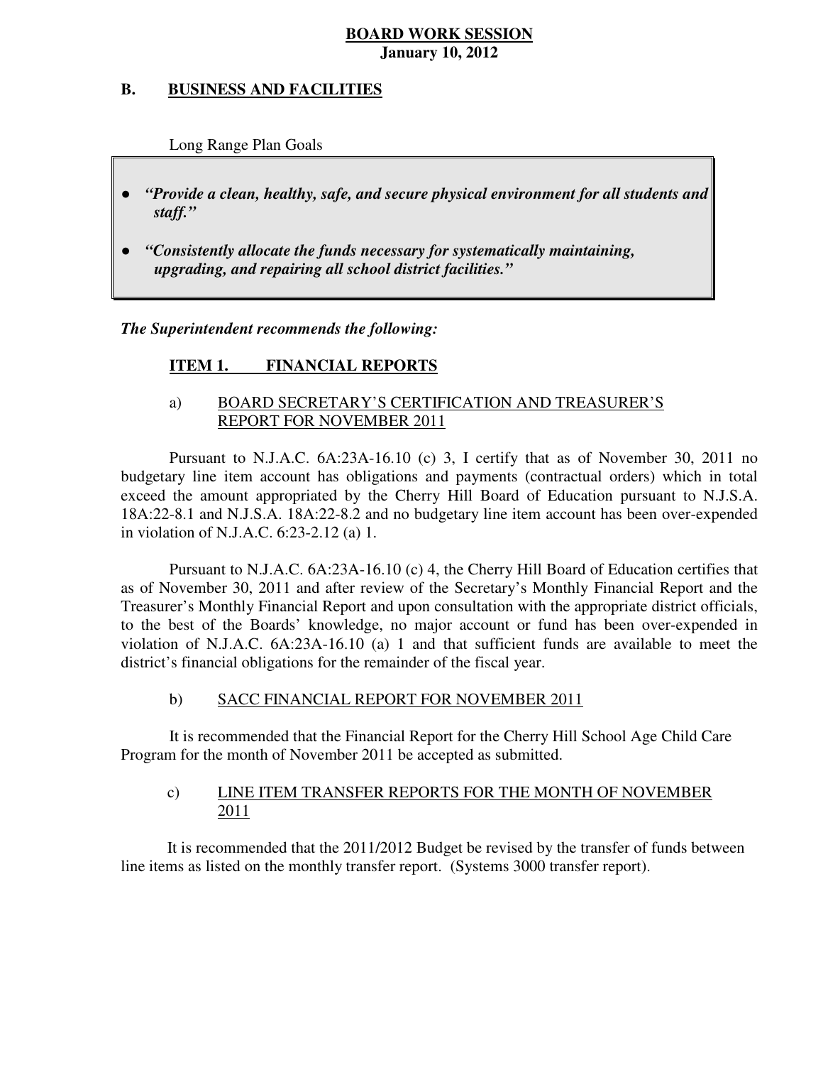**BOARD WORK SESSION**
**January 10, 2012**

## B. BUSINESS AND FACILITIES

Long Range Plan Goals

- ***"Provide a clean, healthy, safe, and secure physical environment for all students and staff."***
- ***"Consistently allocate the funds necessary for systematically maintaining, upgrading, and repairing all school district facilities."***

***The Superintendent recommends the following:***

### ITEM 1. FINANCIAL REPORTS

a) BOARD SECRETARY'S CERTIFICATION AND TREASURER'S REPORT FOR NOVEMBER 2011

Pursuant to N.J.A.C. 6A:23A-16.10 (c) 3, I certify that as of November 30, 2011 no budgetary line item account has obligations and payments (contractual orders) which in total exceed the amount appropriated by the Cherry Hill Board of Education pursuant to N.J.S.A. 18A:22-8.1 and N.J.S.A. 18A:22-8.2 and no budgetary line item account has been over-expended in violation of N.J.A.C. 6:23-2.12 (a) 1.

Pursuant to N.J.A.C. 6A:23A-16.10 (c) 4, the Cherry Hill Board of Education certifies that as of November 30, 2011 and after review of the Secretary's Monthly Financial Report and the Treasurer's Monthly Financial Report and upon consultation with the appropriate district officials, to the best of the Boards' knowledge, no major account or fund has been over-expended in violation of N.J.A.C. 6A:23A-16.10 (a) 1 and that sufficient funds are available to meet the district's financial obligations for the remainder of the fiscal year.

b) SACC FINANCIAL REPORT FOR NOVEMBER 2011

It is recommended that the Financial Report for the Cherry Hill School Age Child Care Program for the month of November 2011 be accepted as submitted.

c) LINE ITEM TRANSFER REPORTS FOR THE MONTH OF NOVEMBER 2011

It is recommended that the 2011/2012 Budget be revised by the transfer of funds between line items as listed on the monthly transfer report. (Systems 3000 transfer report).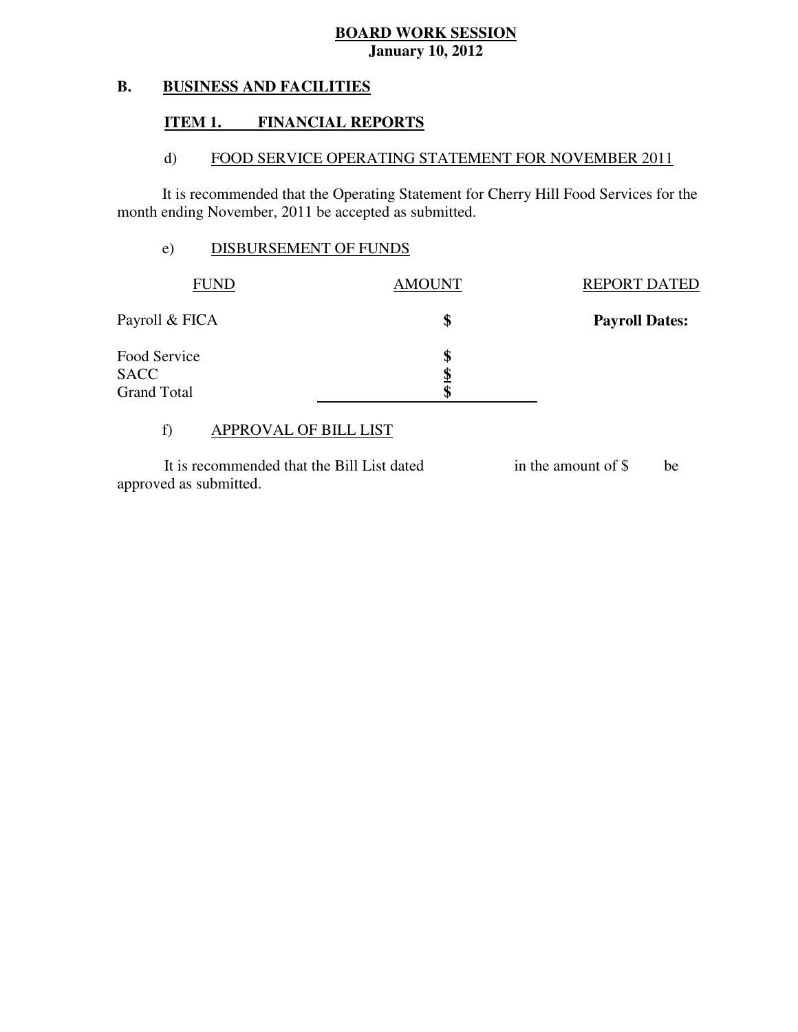**BOARD WORK SESSION**
**January 10, 2012**

## B. BUSINESS AND FACILITIES

### ITEM 1. FINANCIAL REPORTS

d) FOOD SERVICE OPERATING STATEMENT FOR NOVEMBER 2011

It is recommended that the Operating Statement for Cherry Hill Food Services for the month ending November, 2011 be accepted as submitted.

e) DISBURSEMENT OF FUNDS

| FUND | AMOUNT | REPORT DATED |
|---|---|---|
| Payroll & FICA | $ | **Payroll Dates:** |
| Food Service | $ | |
| SACC | $ | |
| Grand Total | $ | |

f) APPROVAL OF BILL LIST

It is recommended that the Bill List dated in the amount of $ be approved as submitted.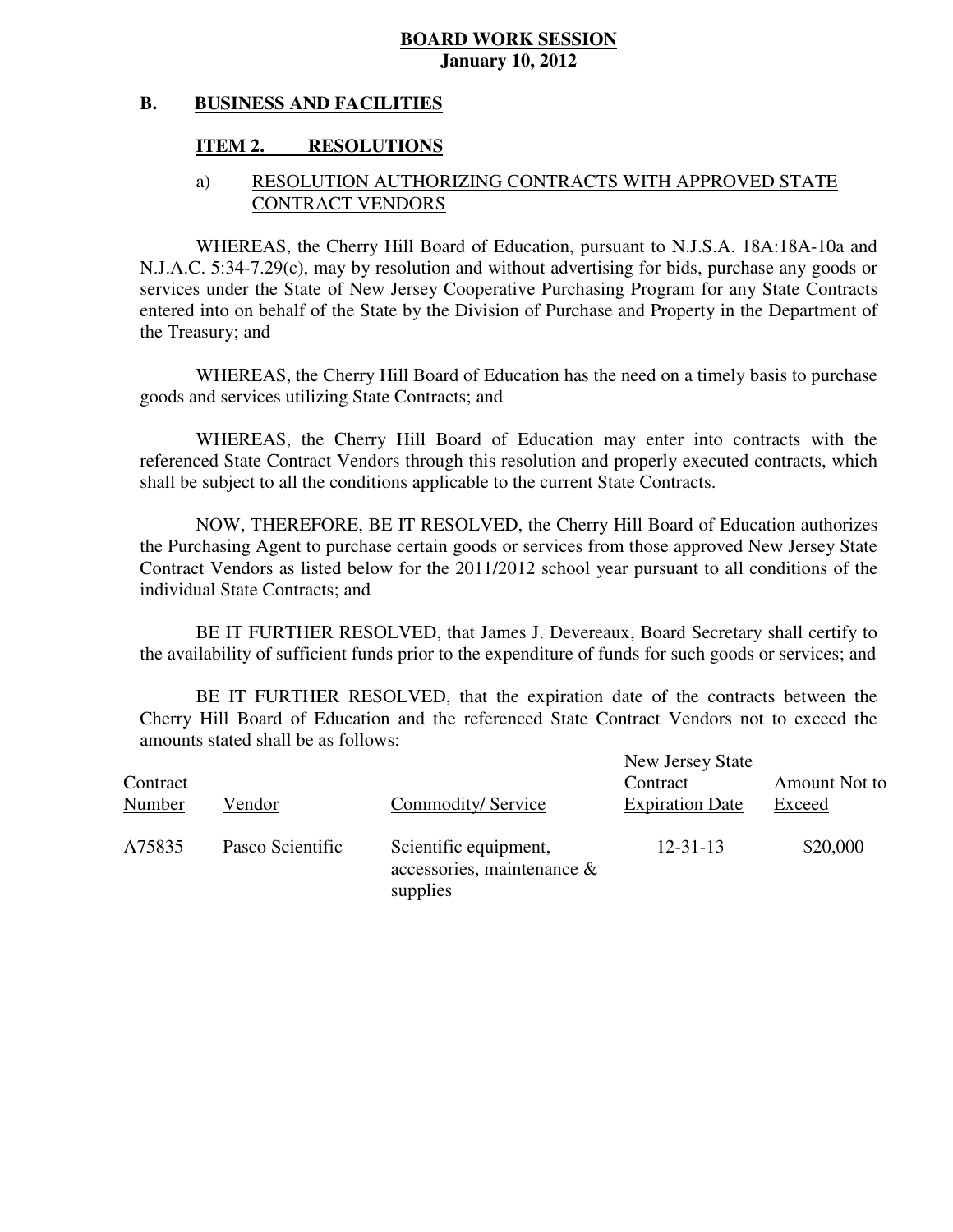**BOARD WORK SESSION**
**January 10, 2012**

## B. BUSINESS AND FACILITIES

### ITEM 2. RESOLUTIONS

a) RESOLUTION AUTHORIZING CONTRACTS WITH APPROVED STATE CONTRACT VENDORS

WHEREAS, the Cherry Hill Board of Education, pursuant to N.J.S.A. 18A:18A-10a and N.J.A.C. 5:34-7.29(c), may by resolution and without advertising for bids, purchase any goods or services under the State of New Jersey Cooperative Purchasing Program for any State Contracts entered into on behalf of the State by the Division of Purchase and Property in the Department of the Treasury; and

WHEREAS, the Cherry Hill Board of Education has the need on a timely basis to purchase goods and services utilizing State Contracts; and

WHEREAS, the Cherry Hill Board of Education may enter into contracts with the referenced State Contract Vendors through this resolution and properly executed contracts, which shall be subject to all the conditions applicable to the current State Contracts.

NOW, THEREFORE, BE IT RESOLVED, the Cherry Hill Board of Education authorizes the Purchasing Agent to purchase certain goods or services from those approved New Jersey State Contract Vendors as listed below for the 2011/2012 school year pursuant to all conditions of the individual State Contracts; and

BE IT FURTHER RESOLVED, that James J. Devereaux, Board Secretary shall certify to the availability of sufficient funds prior to the expenditure of funds for such goods or services; and

BE IT FURTHER RESOLVED, that the expiration date of the contracts between the Cherry Hill Board of Education and the referenced State Contract Vendors not to exceed the amounts stated shall be as follows:

| Contract Number | Vendor | Commodity/ Service | New Jersey State Contract Expiration Date | Amount Not to Exceed |
|---|---|---|---|---|
| A75835 | Pasco Scientific | Scientific equipment, accessories, maintenance & supplies | 12-31-13 | $20,000 |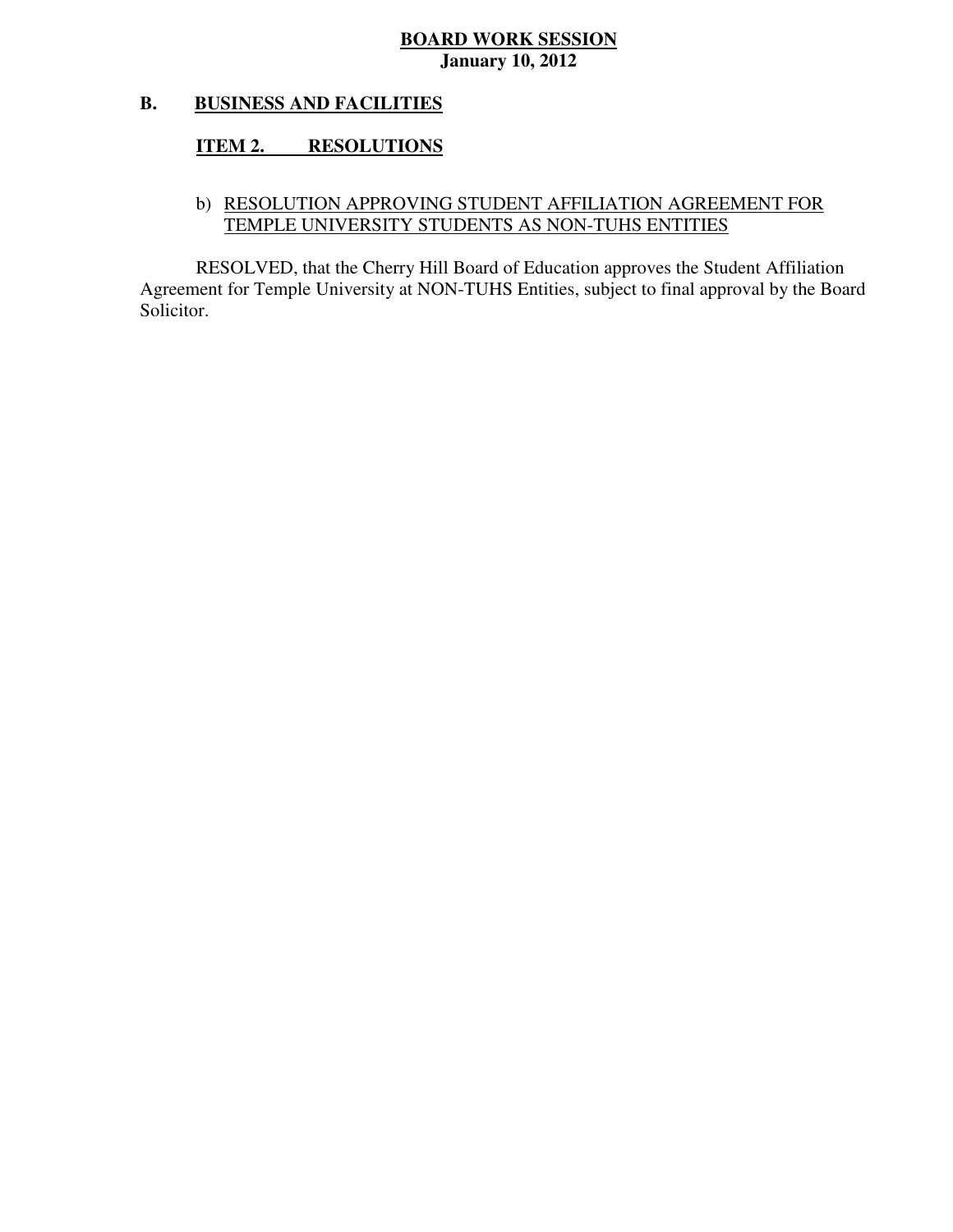**BOARD WORK SESSION**
**January 10, 2012**

## B. BUSINESS AND FACILITIES

### ITEM 2. RESOLUTIONS

b) RESOLUTION APPROVING STUDENT AFFILIATION AGREEMENT FOR TEMPLE UNIVERSITY STUDENTS AS NON-TUHS ENTITIES

RESOLVED, that the Cherry Hill Board of Education approves the Student Affiliation Agreement for Temple University at NON-TUHS Entities, subject to final approval by the Board Solicitor.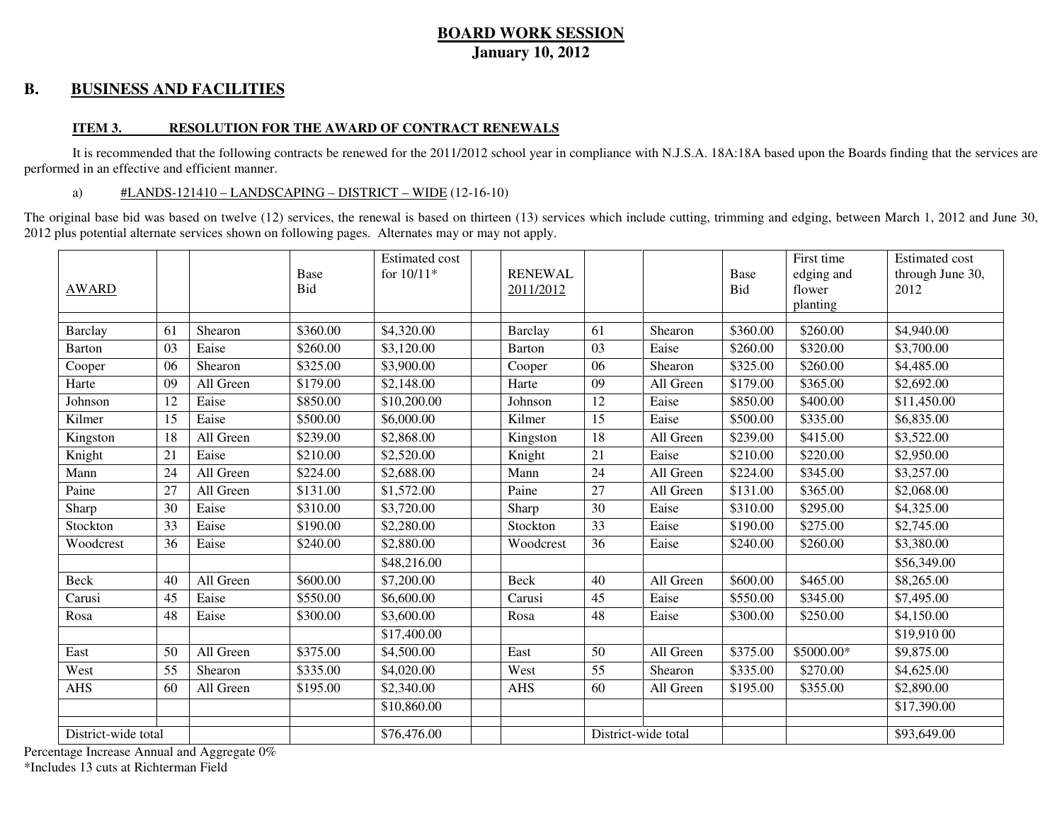# BOARD WORK SESSION
**January 10, 2012**

## B. BUSINESS AND FACILITIES

**ITEM 3. RESOLUTION FOR THE AWARD OF CONTRACT RENEWALS**

It is recommended that the following contracts be renewed for the 2011/2012 school year in compliance with N.J.S.A. 18A:18A based upon the Boards finding that the services are performed in an effective and efficient manner.

a) #LANDS-121410 – LANDSCAPING – DISTRICT – WIDE (12-16-10)

The original base bid was based on twelve (12) services, the renewal is based on thirteen (13) services which include cutting, trimming and edging, between March 1, 2012 and June 30, 2012 plus potential alternate services shown on following pages. Alternates may or may not apply.

| AWARD | | | Base Bid | Estimated cost for 10/11* | | RENEWAL 2011/2012 | | | Base Bid | First time edging and flower planting | Estimated cost through June 30, 2012 |
|---|---|---|---|---|---|---|---|---|---|---|---|
| Barclay | 61 | Shearon | $360.00 | $4,320.00 | | Barclay | 61 | Shearon | $360.00 | $260.00 | $4,940.00 |
| Barton | 03 | Eaise | $260.00 | $3,120.00 | | Barton | 03 | Eaise | $260.00 | $320.00 | $3,700.00 |
| Cooper | 06 | Shearon | $325.00 | $3,900.00 | | Cooper | 06 | Shearon | $325.00 | $260.00 | $4,485.00 |
| Harte | 09 | All Green | $179.00 | $2,148.00 | | Harte | 09 | All Green | $179.00 | $365.00 | $2,692.00 |
| Johnson | 12 | Eaise | $850.00 | $10,200.00 | | Johnson | 12 | Eaise | $850.00 | $400.00 | $11,450.00 |
| Kilmer | 15 | Eaise | $500.00 | $6,000.00 | | Kilmer | 15 | Eaise | $500.00 | $335.00 | $6,835.00 |
| Kingston | 18 | All Green | $239.00 | $2,868.00 | | Kingston | 18 | All Green | $239.00 | $415.00 | $3,522.00 |
| Knight | 21 | Eaise | $210.00 | $2,520.00 | | Knight | 21 | Eaise | $210.00 | $220.00 | $2,950.00 |
| Mann | 24 | All Green | $224.00 | $2,688.00 | | Mann | 24 | All Green | $224.00 | $345.00 | $3,257.00 |
| Paine | 27 | All Green | $131.00 | $1,572.00 | | Paine | 27 | All Green | $131.00 | $365.00 | $2,068.00 |
| Sharp | 30 | Eaise | $310.00 | $3,720.00 | | Sharp | 30 | Eaise | $310.00 | $295.00 | $4,325.00 |
| Stockton | 33 | Eaise | $190.00 | $2,280.00 | | Stockton | 33 | Eaise | $190.00 | $275.00 | $2,745.00 |
| Woodcrest | 36 | Eaise | $240.00 | $2,880.00 | | Woodcrest | 36 | Eaise | $240.00 | $260.00 | $3,380.00 |
| | | | | $48,216.00 | | | | | | | $56,349.00 |
| Beck | 40 | All Green | $600.00 | $7,200.00 | | Beck | 40 | All Green | $600.00 | $465.00 | $8,265.00 |
| Carusi | 45 | Eaise | $550.00 | $6,600.00 | | Carusi | 45 | Eaise | $550.00 | $345.00 | $7,495.00 |
| Rosa | 48 | Eaise | $300.00 | $3,600.00 | | Rosa | 48 | Eaise | $300.00 | $250.00 | $4,150.00 |
| | | | | $17,400.00 | | | | | | | $19,910 00 |
| East | 50 | All Green | $375.00 | $4,500.00 | | East | 50 | All Green | $375.00 | $5000.00* | $9,875.00 |
| West | 55 | Shearon | $335.00 | $4,020.00 | | West | 55 | Shearon | $335.00 | $270.00 | $4,625.00 |
| AHS | 60 | All Green | $195.00 | $2,340.00 | | AHS | 60 | All Green | $195.00 | $355.00 | $2,890.00 |
| | | | | $10,860.00 | | | | | | | $17,390.00 |
| District-wide total | | | | $76,476.00 | | | District-wide total | | | | $93,649.00 |

Percentage Increase Annual and Aggregate 0%

*Includes 13 cuts at Richterman Field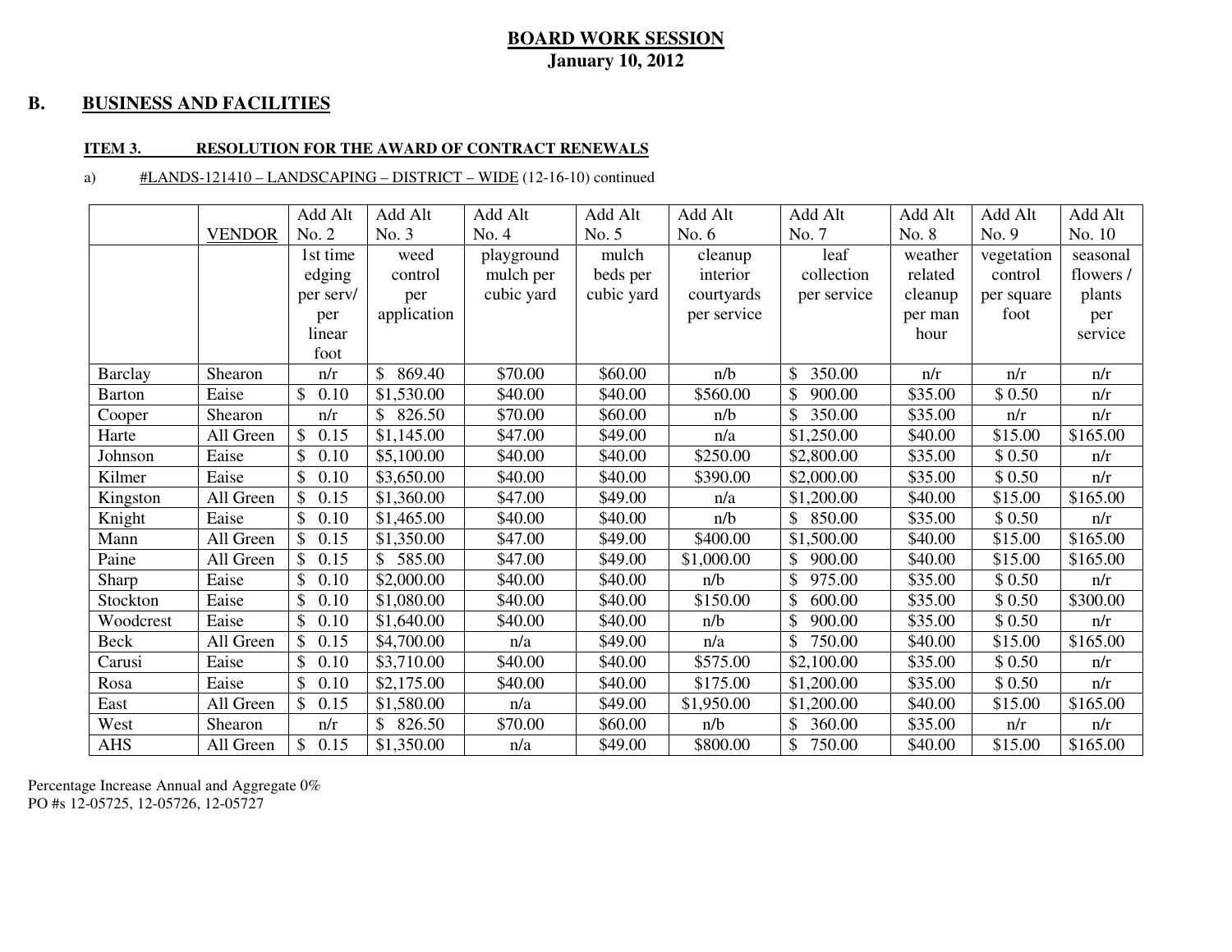## BOARD WORK SESSION
**January 10, 2012**

## B. BUSINESS AND FACILITIES

**ITEM 3. RESOLUTION FOR THE AWARD OF CONTRACT RENEWALS**

a) #LANDS-121410 – LANDSCAPING – DISTRICT – WIDE (12-16-10) continued

| | VENDOR | Add Alt No. 2 | Add Alt No. 3 | Add Alt No. 4 | Add Alt No. 5 | Add Alt No. 6 | Add Alt No. 7 | Add Alt No. 8 | Add Alt No. 9 | Add Alt No. 10 |
|---|---|---|---|---|---|---|---|---|---|---|
| | | 1st time edging per serv/ per linear foot | weed control per application | playground mulch per cubic yard | mulch beds per cubic yard | cleanup interior courtyards per service | leaf collection per service | weather related cleanup per man hour | vegetation control per square foot | seasonal flowers / plants per service |
| Barclay | Shearon | n/r | $ 869.40 | $70.00 | $60.00 | n/b | $ 350.00 | n/r | n/r | n/r |
| Barton | Eaise | $ 0.10 | $1,530.00 | $40.00 | $40.00 | $560.00 | $ 900.00 | $35.00 | $ 0.50 | n/r |
| Cooper | Shearon | n/r | $ 826.50 | $70.00 | $60.00 | n/b | $ 350.00 | $35.00 | n/r | n/r |
| Harte | All Green | $ 0.15 | $1,145.00 | $47.00 | $49.00 | n/a | $1,250.00 | $40.00 | $15.00 | $165.00 |
| Johnson | Eaise | $ 0.10 | $5,100.00 | $40.00 | $40.00 | $250.00 | $2,800.00 | $35.00 | $ 0.50 | n/r |
| Kilmer | Eaise | $ 0.10 | $3,650.00 | $40.00 | $40.00 | $390.00 | $2,000.00 | $35.00 | $ 0.50 | n/r |
| Kingston | All Green | $ 0.15 | $1,360.00 | $47.00 | $49.00 | n/a | $1,200.00 | $40.00 | $15.00 | $165.00 |
| Knight | Eaise | $ 0.10 | $1,465.00 | $40.00 | $40.00 | n/b | $ 850.00 | $35.00 | $ 0.50 | n/r |
| Mann | All Green | $ 0.15 | $1,350.00 | $47.00 | $49.00 | $400.00 | $1,500.00 | $40.00 | $15.00 | $165.00 |
| Paine | All Green | $ 0.15 | $ 585.00 | $47.00 | $49.00 | $1,000.00 | $ 900.00 | $40.00 | $15.00 | $165.00 |
| Sharp | Eaise | $ 0.10 | $2,000.00 | $40.00 | $40.00 | n/b | $ 975.00 | $35.00 | $ 0.50 | n/r |
| Stockton | Eaise | $ 0.10 | $1,080.00 | $40.00 | $40.00 | $150.00 | $ 600.00 | $35.00 | $ 0.50 | $300.00 |
| Woodcrest | Eaise | $ 0.10 | $1,640.00 | $40.00 | $40.00 | n/b | $ 900.00 | $35.00 | $ 0.50 | n/r |
| Beck | All Green | $ 0.15 | $4,700.00 | n/a | $49.00 | n/a | $ 750.00 | $40.00 | $15.00 | $165.00 |
| Carusi | Eaise | $ 0.10 | $3,710.00 | $40.00 | $40.00 | $575.00 | $2,100.00 | $35.00 | $ 0.50 | n/r |
| Rosa | Eaise | $ 0.10 | $2,175.00 | $40.00 | $40.00 | $175.00 | $1,200.00 | $35.00 | $ 0.50 | n/r |
| East | All Green | $ 0.15 | $1,580.00 | n/a | $49.00 | $1,950.00 | $1,200.00 | $40.00 | $15.00 | $165.00 |
| West | Shearon | n/r | $ 826.50 | $70.00 | $60.00 | n/b | $ 360.00 | $35.00 | n/r | n/r |
| AHS | All Green | $ 0.15 | $1,350.00 | n/a | $49.00 | $800.00 | $ 750.00 | $40.00 | $15.00 | $165.00 |

Percentage Increase Annual and Aggregate 0%
PO #s 12-05725, 12-05726, 12-05727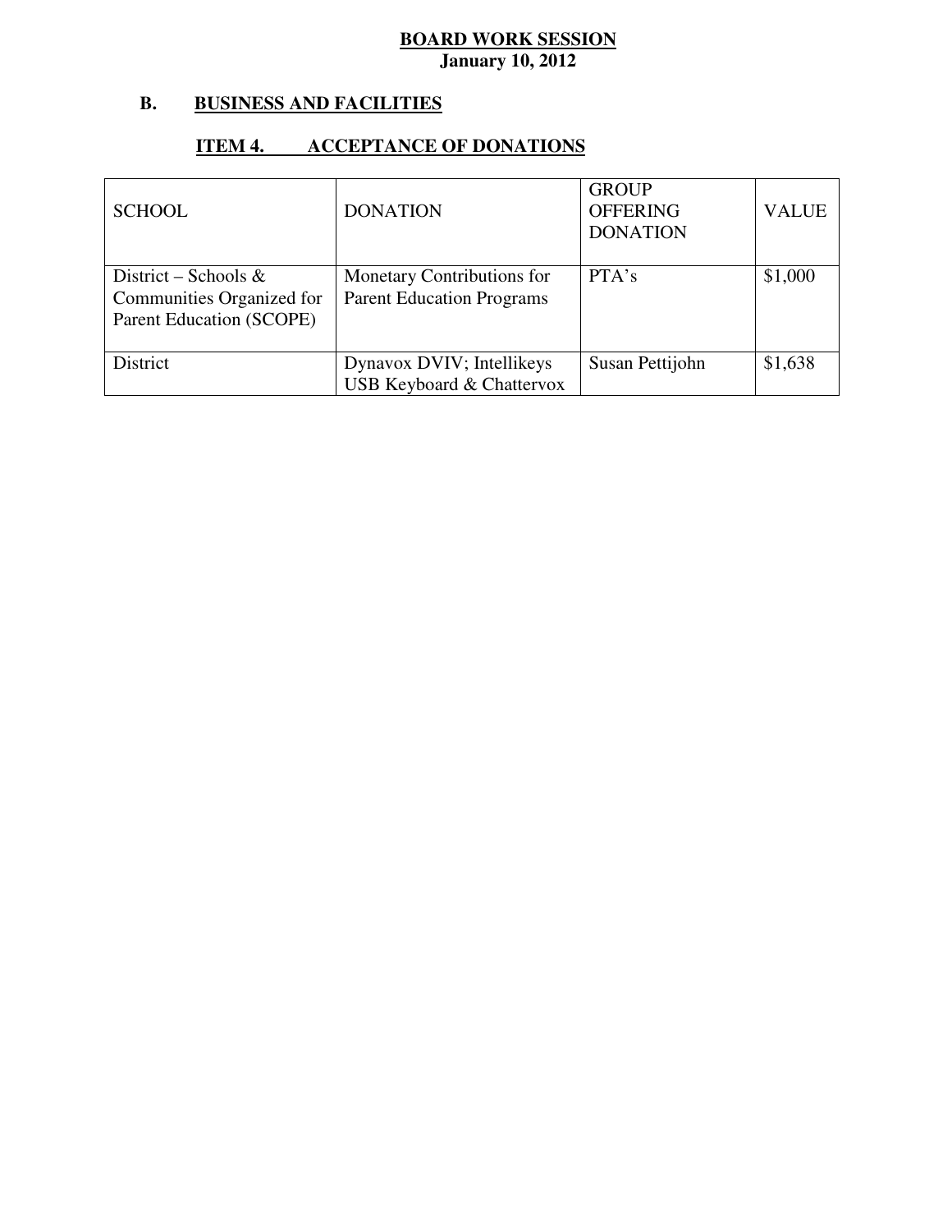**BOARD WORK SESSION**
**January 10, 2012**

## B. BUSINESS AND FACILITIES

### ITEM 4. ACCEPTANCE OF DONATIONS

| SCHOOL | DONATION | GROUP OFFERING DONATION | VALUE |
|---|---|---|---|
| District – Schools & Communities Organized for Parent Education (SCOPE) | Monetary Contributions for Parent Education Programs | PTA's | $1,000 |
| District | Dynavox DVIV; Intellikeys USB Keyboard & Chattervox | Susan Pettijohn | $1,638 |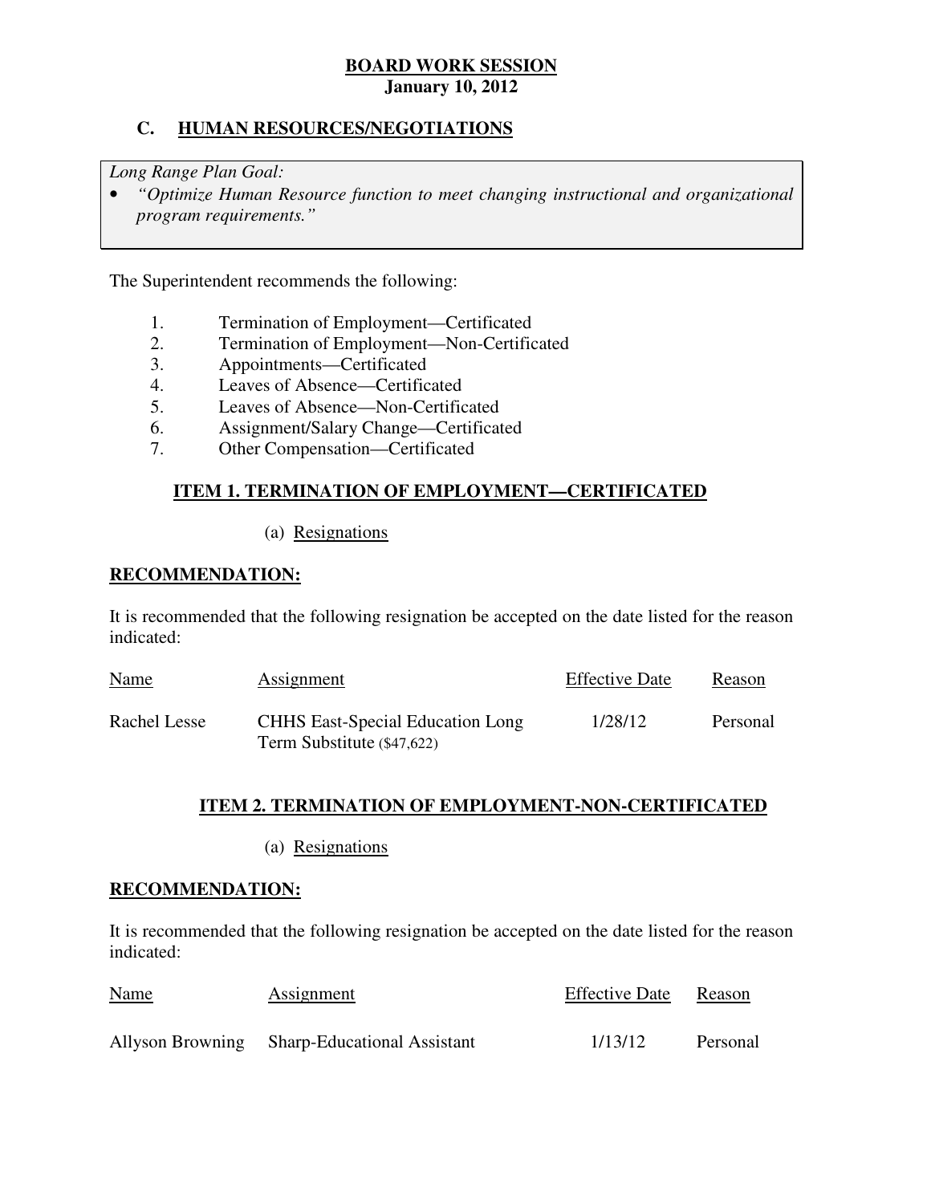**BOARD WORK SESSION**
**January 10, 2012**

## C. HUMAN RESOURCES/NEGOTIATIONS

*Long Range Plan Goal:*

- *"Optimize Human Resource function to meet changing instructional and organizational program requirements."*

The Superintendent recommends the following:

1. Termination of Employment—Certificated
2. Termination of Employment—Non-Certificated
3. Appointments—Certificated
4. Leaves of Absence—Certificated
5. Leaves of Absence—Non-Certificated
6. Assignment/Salary Change—Certificated
7. Other Compensation—Certificated

### ITEM 1. TERMINATION OF EMPLOYMENT—CERTIFICATED

(a) Resignations

**RECOMMENDATION:**

It is recommended that the following resignation be accepted on the date listed for the reason indicated:

| Name | Assignment | Effective Date | Reason |
|---|---|---|---|
| Rachel Lesse | CHHS East-Special Education Long Term Substitute ($47,622) | 1/28/12 | Personal |

### ITEM 2. TERMINATION OF EMPLOYMENT-NON-CERTIFICATED

(a) Resignations

**RECOMMENDATION:**

It is recommended that the following resignation be accepted on the date listed for the reason indicated:

| Name | Assignment | Effective Date | Reason |
|---|---|---|---|
| Allyson Browning | Sharp-Educational Assistant | 1/13/12 | Personal |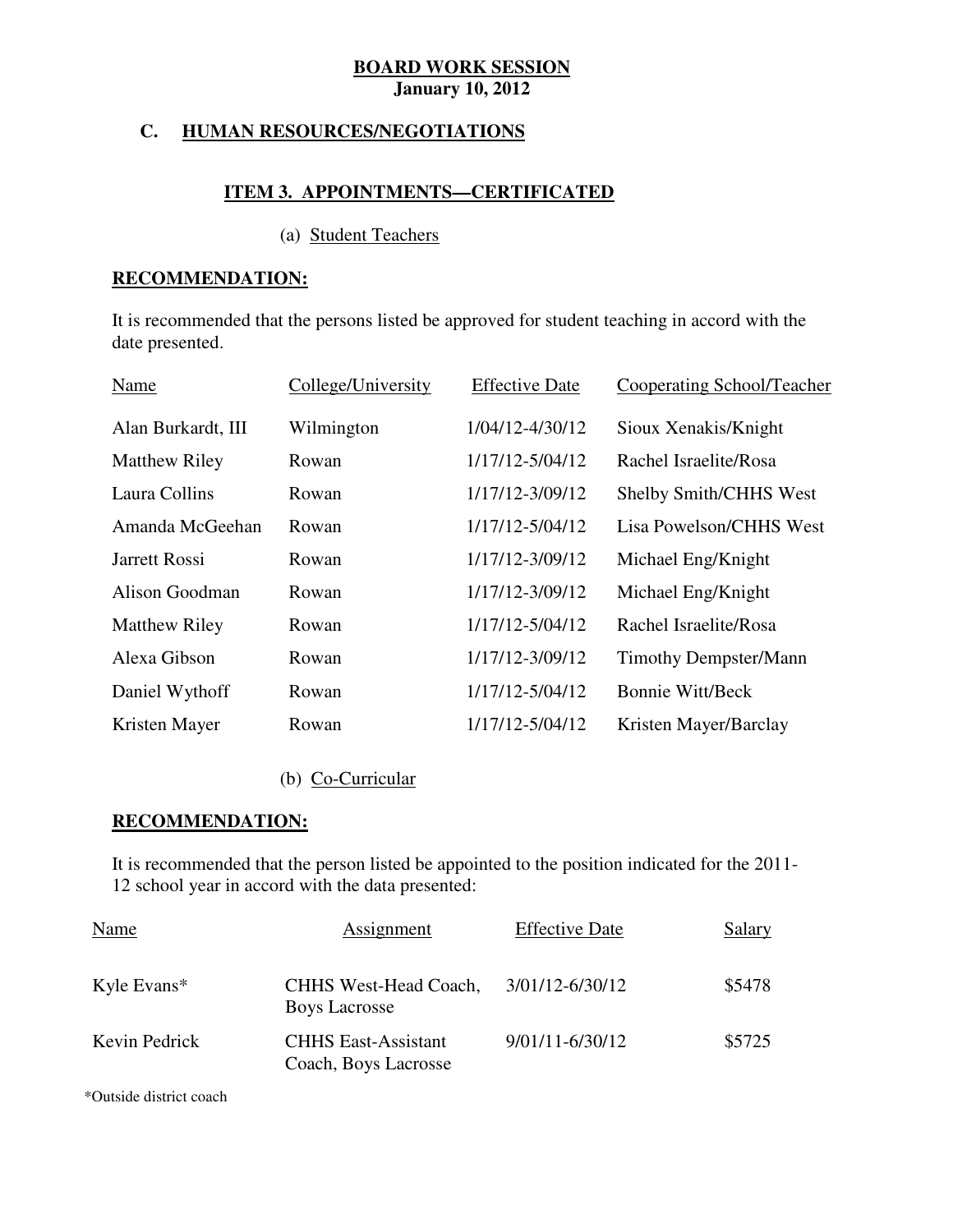**BOARD WORK SESSION**
**January 10, 2012**

## C. HUMAN RESOURCES/NEGOTIATIONS

### ITEM 3. APPOINTMENTS—CERTIFICATED

(a) Student Teachers

**RECOMMENDATION:**

It is recommended that the persons listed be approved for student teaching in accord with the date presented.

| Name | College/University | Effective Date | Cooperating School/Teacher |
|---|---|---|---|
| Alan Burkardt, III | Wilmington | 1/04/12-4/30/12 | Sioux Xenakis/Knight |
| Matthew Riley | Rowan | 1/17/12-5/04/12 | Rachel Israelite/Rosa |
| Laura Collins | Rowan | 1/17/12-3/09/12 | Shelby Smith/CHHS West |
| Amanda McGeehan | Rowan | 1/17/12-5/04/12 | Lisa Powelson/CHHS West |
| Jarrett Rossi | Rowan | 1/17/12-3/09/12 | Michael Eng/Knight |
| Alison Goodman | Rowan | 1/17/12-3/09/12 | Michael Eng/Knight |
| Matthew Riley | Rowan | 1/17/12-5/04/12 | Rachel Israelite/Rosa |
| Alexa Gibson | Rowan | 1/17/12-3/09/12 | Timothy Dempster/Mann |
| Daniel Wythoff | Rowan | 1/17/12-5/04/12 | Bonnie Witt/Beck |
| Kristen Mayer | Rowan | 1/17/12-5/04/12 | Kristen Mayer/Barclay |

(b) Co-Curricular

**RECOMMENDATION:**

It is recommended that the person listed be appointed to the position indicated for the 2011-12 school year in accord with the data presented:

| Name | Assignment | Effective Date | Salary |
|---|---|---|---|
| Kyle Evans* | CHHS West-Head Coach, Boys Lacrosse | 3/01/12-6/30/12 | $5478 |
| Kevin Pedrick | CHHS East-Assistant Coach, Boys Lacrosse | 9/01/11-6/30/12 | $5725 |

*Outside district coach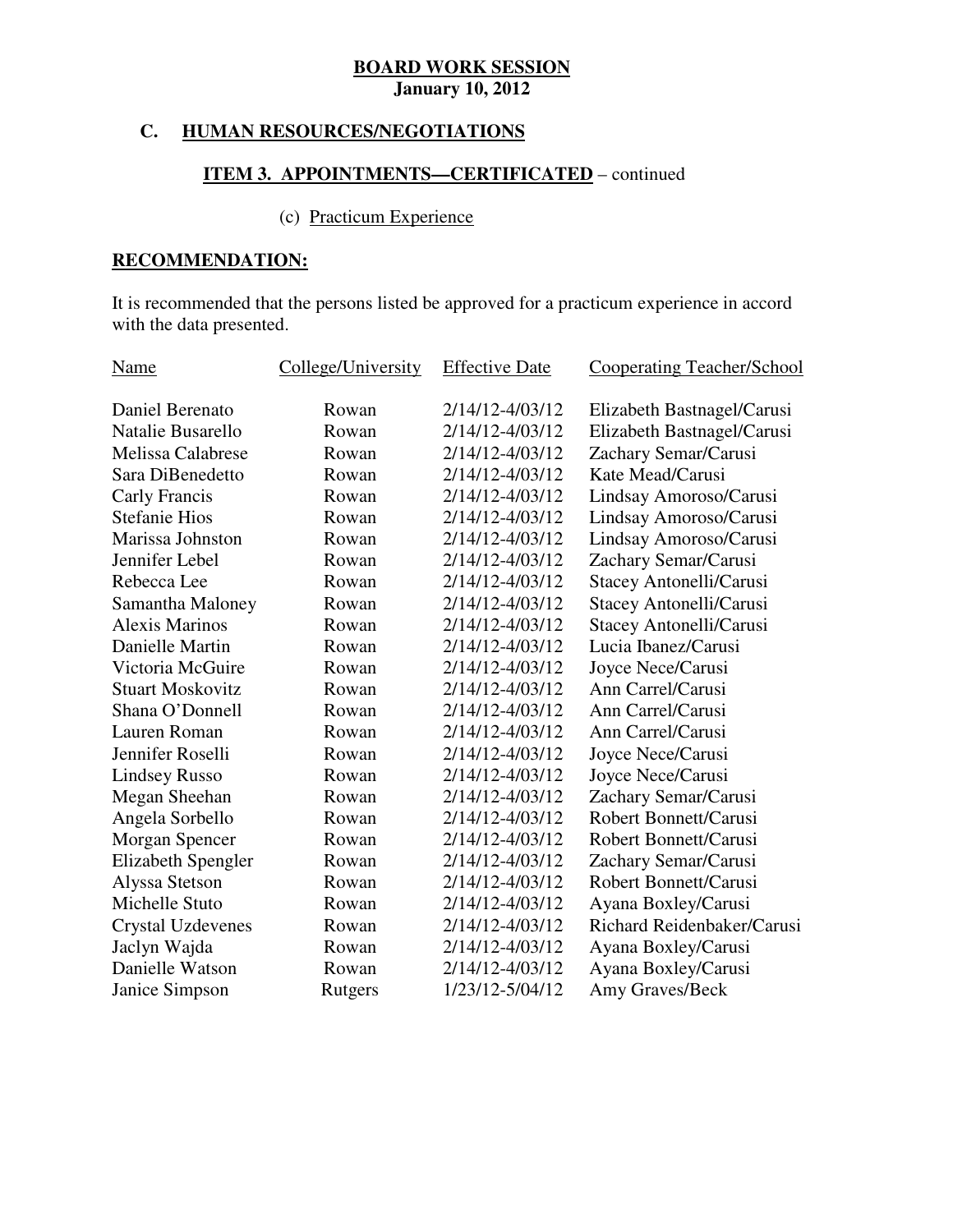**BOARD WORK SESSION**
**January 10, 2012**

## C. HUMAN RESOURCES/NEGOTIATIONS

### ITEM 3. APPOINTMENTS—CERTIFICATED – continued

(c) Practicum Experience

**RECOMMENDATION:**

It is recommended that the persons listed be approved for a practicum experience in accord with the data presented.

| Name | College/University | Effective Date | Cooperating Teacher/School |
|---|---|---|---|
| Daniel Berenato | Rowan | 2/14/12-4/03/12 | Elizabeth Bastnagel/Carusi |
| Natalie Busarello | Rowan | 2/14/12-4/03/12 | Elizabeth Bastnagel/Carusi |
| Melissa Calabrese | Rowan | 2/14/12-4/03/12 | Zachary Semar/Carusi |
| Sara DiBenedetto | Rowan | 2/14/12-4/03/12 | Kate Mead/Carusi |
| Carly Francis | Rowan | 2/14/12-4/03/12 | Lindsay Amoroso/Carusi |
| Stefanie Hios | Rowan | 2/14/12-4/03/12 | Lindsay Amoroso/Carusi |
| Marissa Johnston | Rowan | 2/14/12-4/03/12 | Lindsay Amoroso/Carusi |
| Jennifer Lebel | Rowan | 2/14/12-4/03/12 | Zachary Semar/Carusi |
| Rebecca Lee | Rowan | 2/14/12-4/03/12 | Stacey Antonelli/Carusi |
| Samantha Maloney | Rowan | 2/14/12-4/03/12 | Stacey Antonelli/Carusi |
| Alexis Marinos | Rowan | 2/14/12-4/03/12 | Stacey Antonelli/Carusi |
| Danielle Martin | Rowan | 2/14/12-4/03/12 | Lucia Ibanez/Carusi |
| Victoria McGuire | Rowan | 2/14/12-4/03/12 | Joyce Nece/Carusi |
| Stuart Moskovitz | Rowan | 2/14/12-4/03/12 | Ann Carrel/Carusi |
| Shana O'Donnell | Rowan | 2/14/12-4/03/12 | Ann Carrel/Carusi |
| Lauren Roman | Rowan | 2/14/12-4/03/12 | Ann Carrel/Carusi |
| Jennifer Roselli | Rowan | 2/14/12-4/03/12 | Joyce Nece/Carusi |
| Lindsey Russo | Rowan | 2/14/12-4/03/12 | Joyce Nece/Carusi |
| Megan Sheehan | Rowan | 2/14/12-4/03/12 | Zachary Semar/Carusi |
| Angela Sorbello | Rowan | 2/14/12-4/03/12 | Robert Bonnett/Carusi |
| Morgan Spencer | Rowan | 2/14/12-4/03/12 | Robert Bonnett/Carusi |
| Elizabeth Spengler | Rowan | 2/14/12-4/03/12 | Zachary Semar/Carusi |
| Alyssa Stetson | Rowan | 2/14/12-4/03/12 | Robert Bonnett/Carusi |
| Michelle Stuto | Rowan | 2/14/12-4/03/12 | Ayana Boxley/Carusi |
| Crystal Uzdevenes | Rowan | 2/14/12-4/03/12 | Richard Reidenbaker/Carusi |
| Jaclyn Wajda | Rowan | 2/14/12-4/03/12 | Ayana Boxley/Carusi |
| Danielle Watson | Rowan | 2/14/12-4/03/12 | Ayana Boxley/Carusi |
| Janice Simpson | Rutgers | 1/23/12-5/04/12 | Amy Graves/Beck |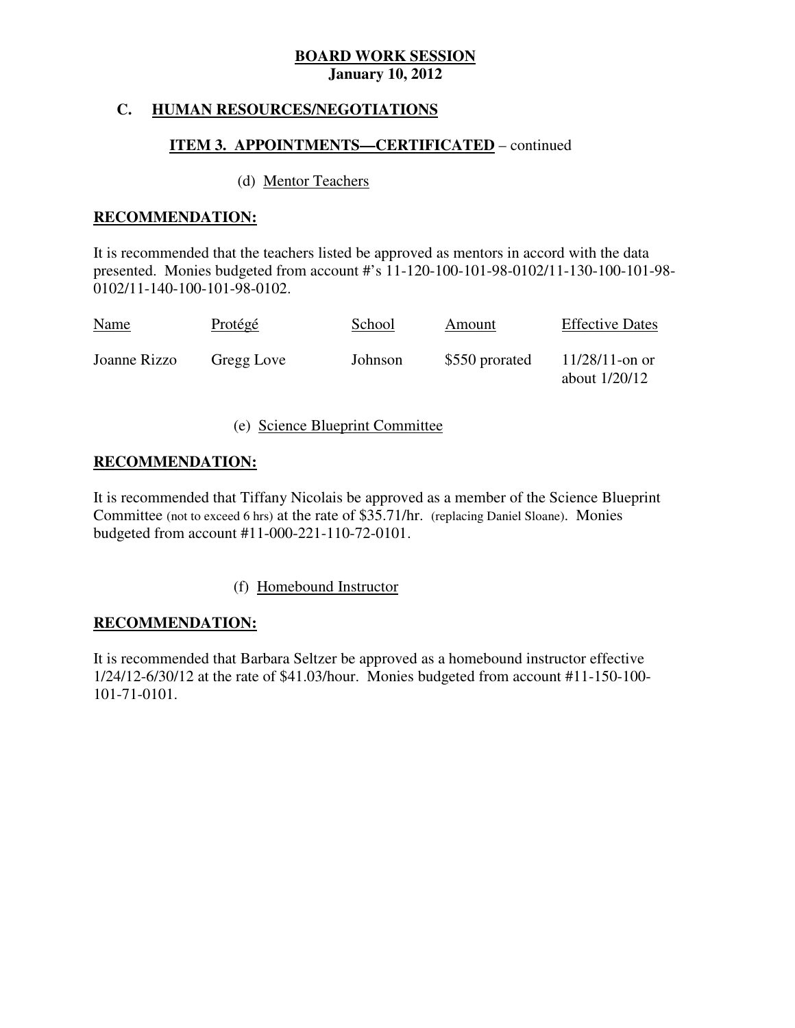**BOARD WORK SESSION**
**January 10, 2012**

## C. HUMAN RESOURCES/NEGOTIATIONS

### ITEM 3. APPOINTMENTS—CERTIFICATED – continued

(d) Mentor Teachers

**RECOMMENDATION:**

It is recommended that the teachers listed be approved as mentors in accord with the data presented. Monies budgeted from account #'s 11-120-100-101-98-0102/11-130-100-101-98-0102/11-140-100-101-98-0102.

| Name | Protégé | School | Amount | Effective Dates |
|---|---|---|---|---|
| Joanne Rizzo | Gregg Love | Johnson | $550 prorated | 11/28/11-on or about 1/20/12 |

(e) Science Blueprint Committee

**RECOMMENDATION:**

It is recommended that Tiffany Nicolais be approved as a member of the Science Blueprint Committee (not to exceed 6 hrs) at the rate of $35.71/hr. (replacing Daniel Sloane). Monies budgeted from account #11-000-221-110-72-0101.

(f) Homebound Instructor

**RECOMMENDATION:**

It is recommended that Barbara Seltzer be approved as a homebound instructor effective 1/24/12-6/30/12 at the rate of $41.03/hour. Monies budgeted from account #11-150-100-101-71-0101.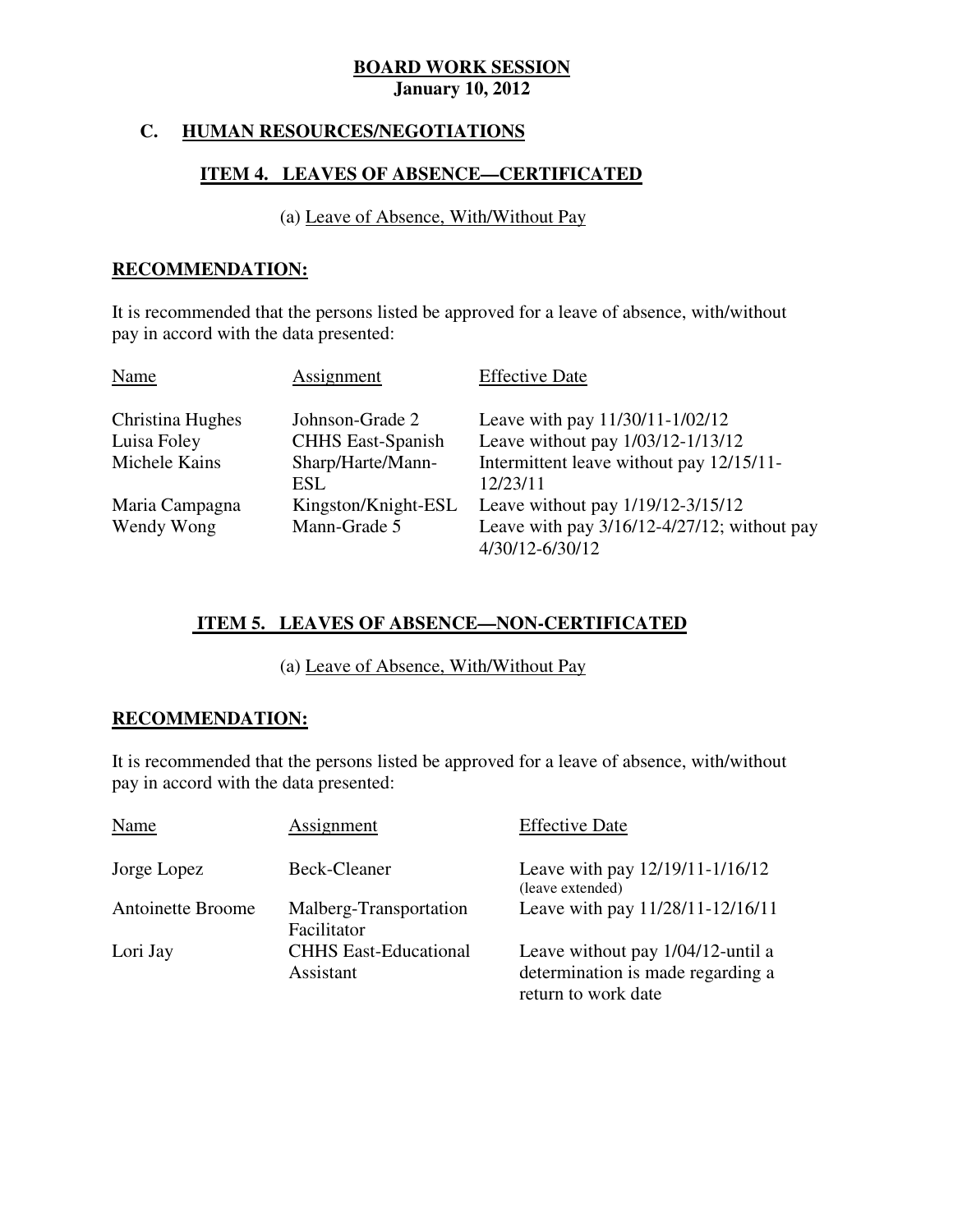**BOARD WORK SESSION**
**January 10, 2012**

## C. HUMAN RESOURCES/NEGOTIATIONS

### ITEM 4. LEAVES OF ABSENCE—CERTIFICATED

(a) Leave of Absence, With/Without Pay

**RECOMMENDATION:**

It is recommended that the persons listed be approved for a leave of absence, with/without pay in accord with the data presented:

| Name | Assignment | Effective Date |
|---|---|---|
| Christina Hughes | Johnson-Grade 2 | Leave with pay 11/30/11-1/02/12 |
| Luisa Foley | CHHS East-Spanish | Leave without pay 1/03/12-1/13/12 |
| Michele Kains | Sharp/Harte/Mann-ESL | Intermittent leave without pay 12/15/11-12/23/11 |
| Maria Campagna | Kingston/Knight-ESL | Leave without pay 1/19/12-3/15/12 |
| Wendy Wong | Mann-Grade 5 | Leave with pay 3/16/12-4/27/12; without pay 4/30/12-6/30/12 |

### ITEM 5. LEAVES OF ABSENCE—NON-CERTIFICATED

(a) Leave of Absence, With/Without Pay

**RECOMMENDATION:**

It is recommended that the persons listed be approved for a leave of absence, with/without pay in accord with the data presented:

| Name | Assignment | Effective Date |
|---|---|---|
| Jorge Lopez | Beck-Cleaner | Leave with pay 12/19/11-1/16/12 (leave extended) |
| Antoinette Broome | Malberg-Transportation Facilitator | Leave with pay 11/28/11-12/16/11 |
| Lori Jay | CHHS East-Educational Assistant | Leave without pay 1/04/12-until a determination is made regarding a return to work date |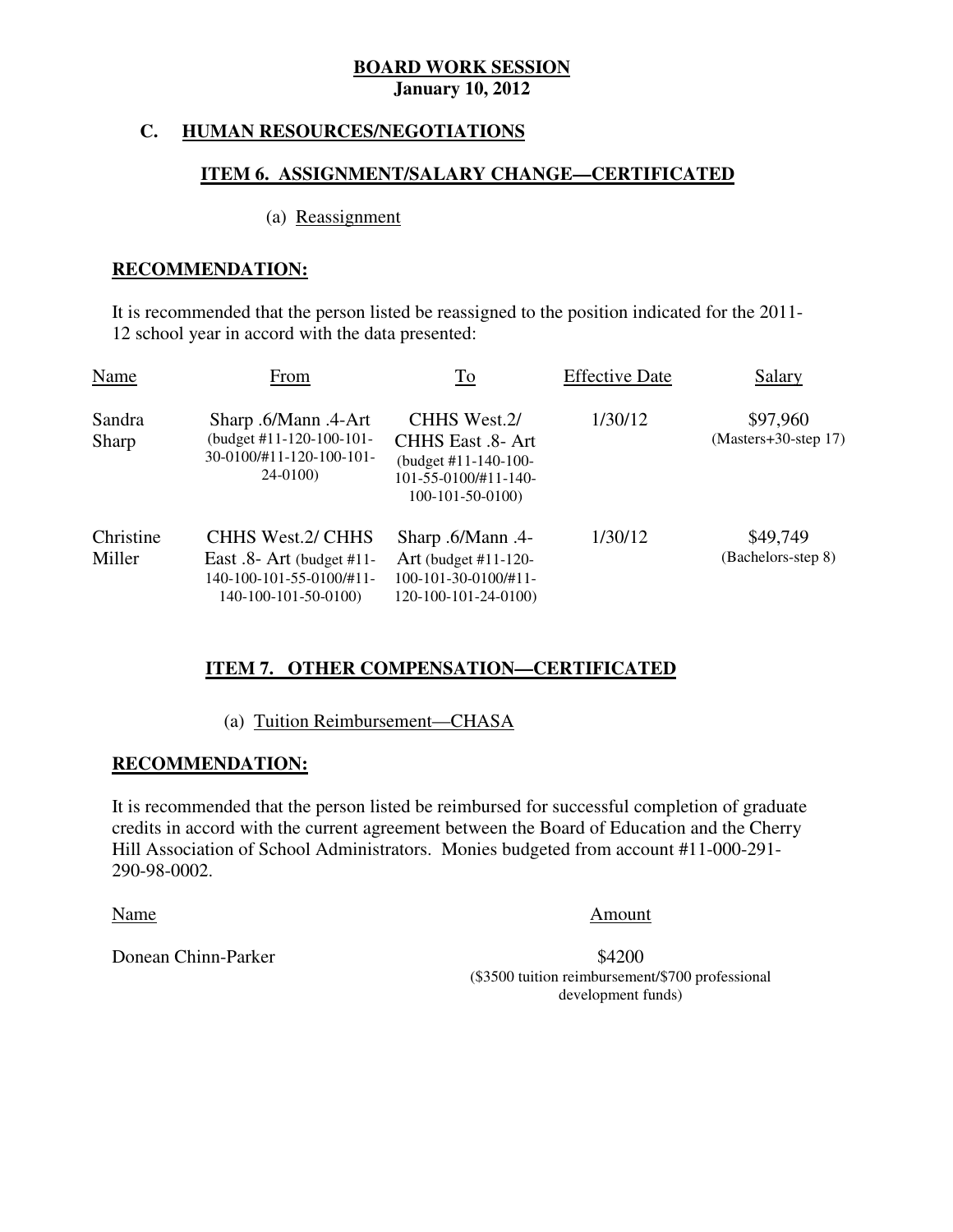**BOARD WORK SESSION**
**January 10, 2012**

## C. HUMAN RESOURCES/NEGOTIATIONS

### ITEM 6. ASSIGNMENT/SALARY CHANGE—CERTIFICATED

(a) Reassignment

**RECOMMENDATION:**

It is recommended that the person listed be reassigned to the position indicated for the 2011-12 school year in accord with the data presented:

| Name | From | To | Effective Date | Salary |
|---|---|---|---|---|
| Sandra Sharp | Sharp .6/Mann .4-Art (budget #11-120-100-101-30-0100/#11-120-100-101-24-0100) | CHHS West.2/ CHHS East .8- Art (budget #11-140-100-101-55-0100/#11-140-100-101-50-0100) | 1/30/12 | $97,960 (Masters+30-step 17) |
| Christine Miller | CHHS West.2/ CHHS East .8- Art (budget #11-140-100-101-55-0100/#11-140-100-101-50-0100) | Sharp .6/Mann .4-Art (budget #11-120-100-101-30-0100/#11-120-100-101-24-0100) | 1/30/12 | $49,749 (Bachelors-step 8) |

### ITEM 7. OTHER COMPENSATION—CERTIFICATED

(a) Tuition Reimbursement—CHASA

**RECOMMENDATION:**

It is recommended that the person listed be reimbursed for successful completion of graduate credits in accord with the current agreement between the Board of Education and the Cherry Hill Association of School Administrators. Monies budgeted from account #11-000-291-290-98-0002.

| Name | Amount |
|---|---|
| Donean Chinn-Parker | $4200 ($3500 tuition reimbursement/$700 professional development funds) |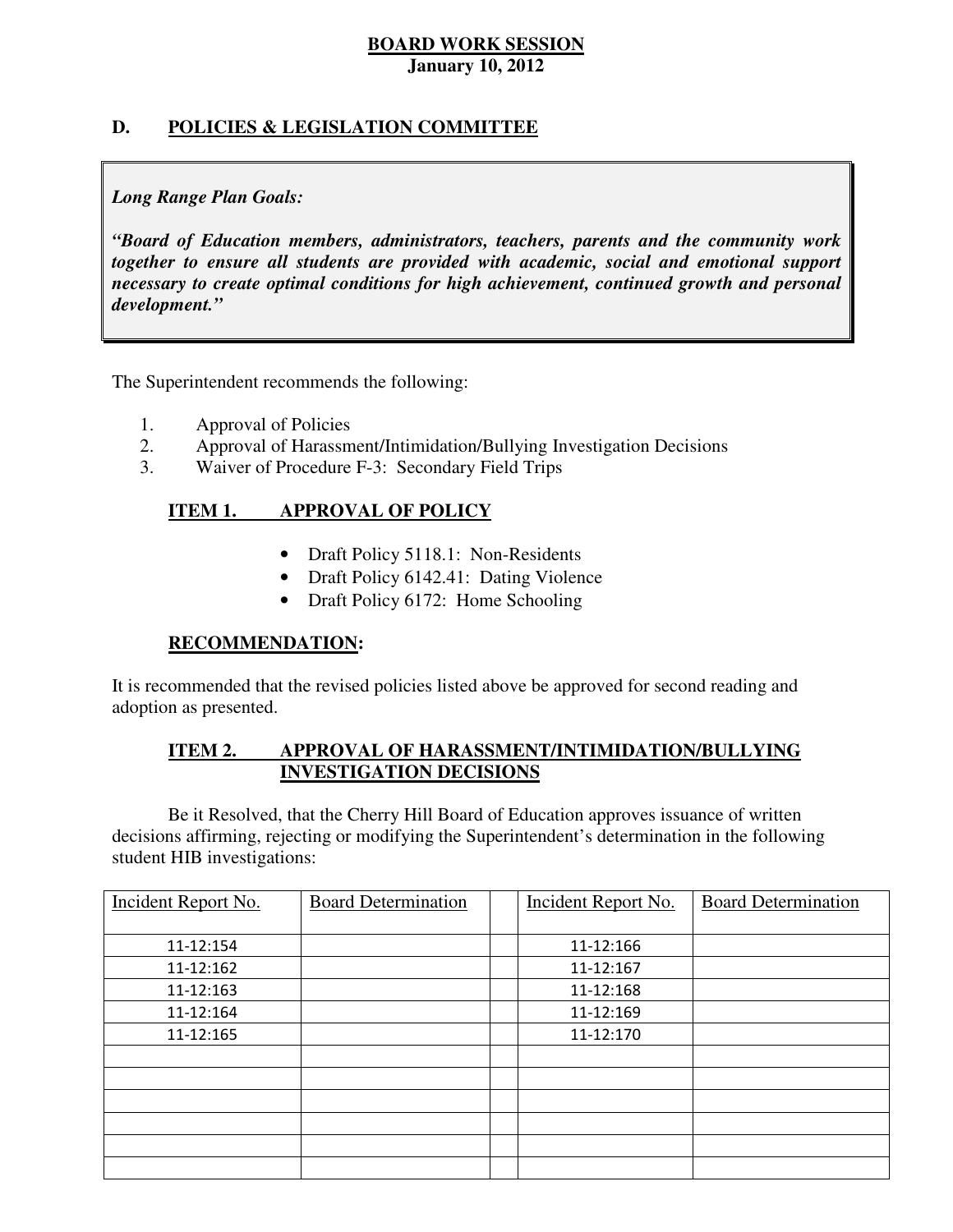**BOARD WORK SESSION**
**January 10, 2012**

## D. POLICIES & LEGISLATION COMMITTEE

> ***Long Range Plan Goals:***
>
> ***"Board of Education members, administrators, teachers, parents and the community work together to ensure all students are provided with academic, social and emotional support necessary to create optimal conditions for high achievement, continued growth and personal development."***

The Superintendent recommends the following:

1. Approval of Policies
2. Approval of Harassment/Intimidation/Bullying Investigation Decisions
3. Waiver of Procedure F-3: Secondary Field Trips

### ITEM 1. APPROVAL OF POLICY

- Draft Policy 5118.1: Non-Residents
- Draft Policy 6142.41: Dating Violence
- Draft Policy 6172: Home Schooling

### RECOMMENDATION:

It is recommended that the revised policies listed above be approved for second reading and adoption as presented.

### ITEM 2. APPROVAL OF HARASSMENT/INTIMIDATION/BULLYING INVESTIGATION DECISIONS

Be it Resolved, that the Cherry Hill Board of Education approves issuance of written decisions affirming, rejecting or modifying the Superintendent's determination in the following student HIB investigations:

| Incident Report No. | Board Determination | | Incident Report No. | Board Determination |
|---|---|---|---|---|
| 11-12:154 | | | 11-12:166 | |
| 11-12:162 | | | 11-12:167 | |
| 11-12:163 | | | 11-12:168 | |
| 11-12:164 | | | 11-12:169 | |
| 11-12:165 | | | 11-12:170 | |
| | | | | |
| | | | | |
| | | | | |
| | | | | |
| | | | | |
| | | | | |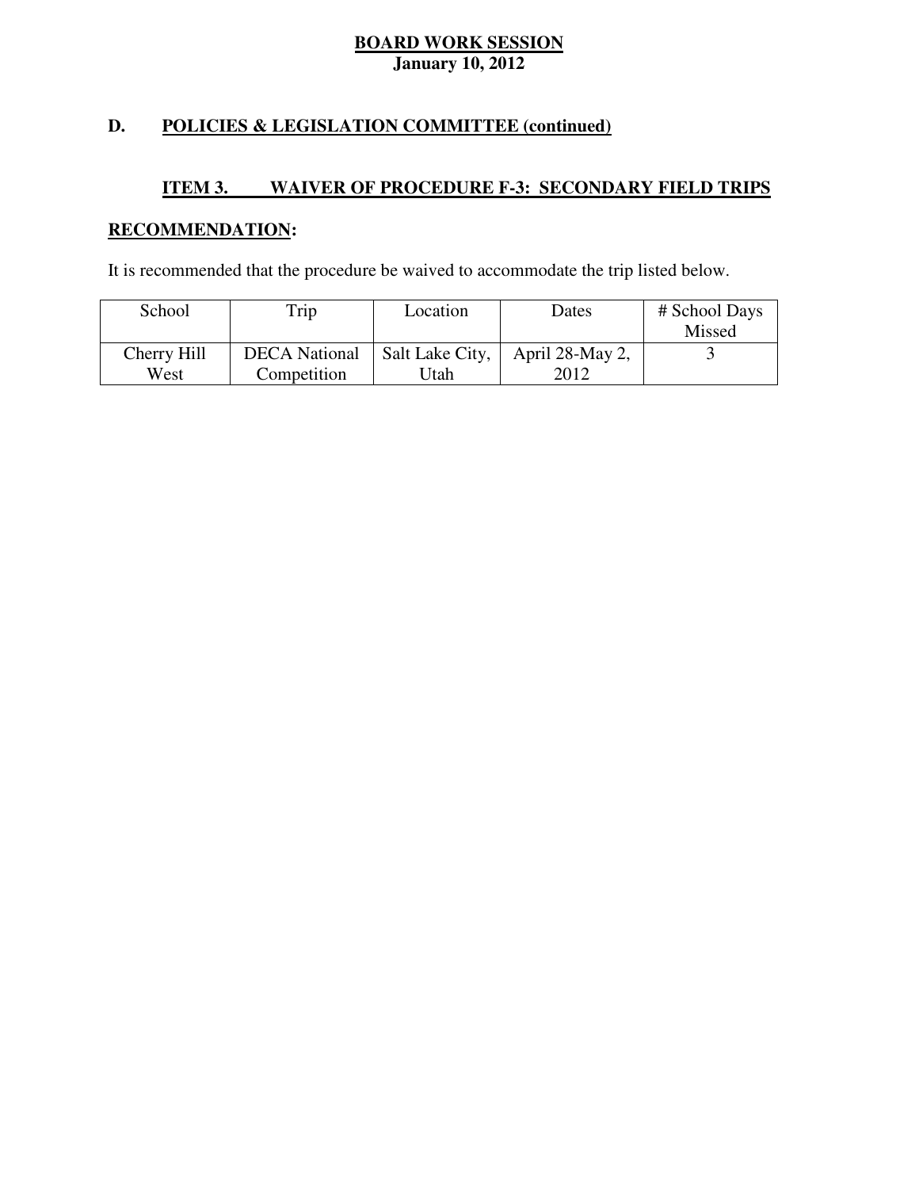**BOARD WORK SESSION**
**January 10, 2012**

## D. POLICIES & LEGISLATION COMMITTEE (continued)

### ITEM 3. WAIVER OF PROCEDURE F-3: SECONDARY FIELD TRIPS

**RECOMMENDATION:**

It is recommended that the procedure be waived to accommodate the trip listed below.

| School | Trip | Location | Dates | # School Days Missed |
|---|---|---|---|---|
| Cherry Hill West | DECA National Competition | Salt Lake City, Utah | April 28-May 2, 2012 | 3 |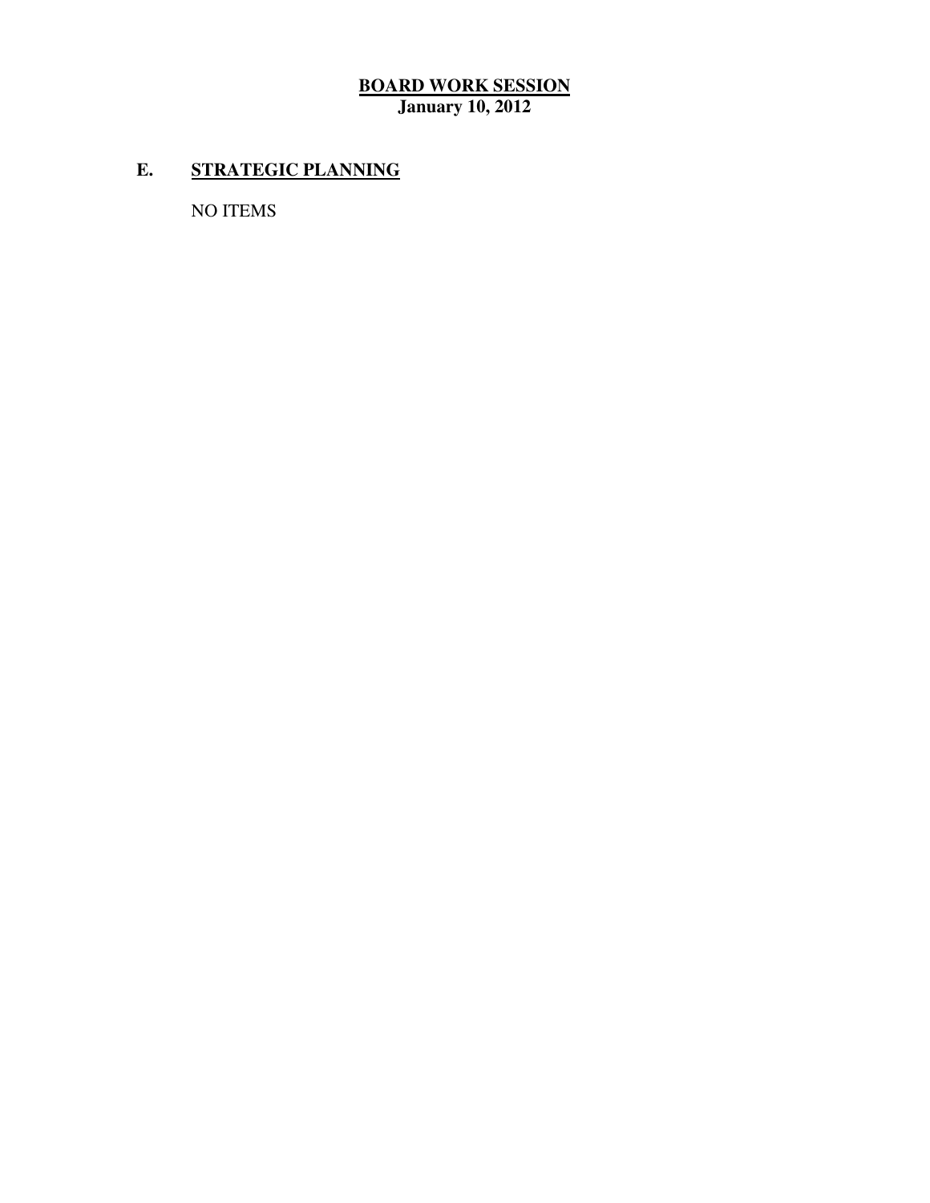**BOARD WORK SESSION**
**January 10, 2012**

## E. STRATEGIC PLANNING

NO ITEMS